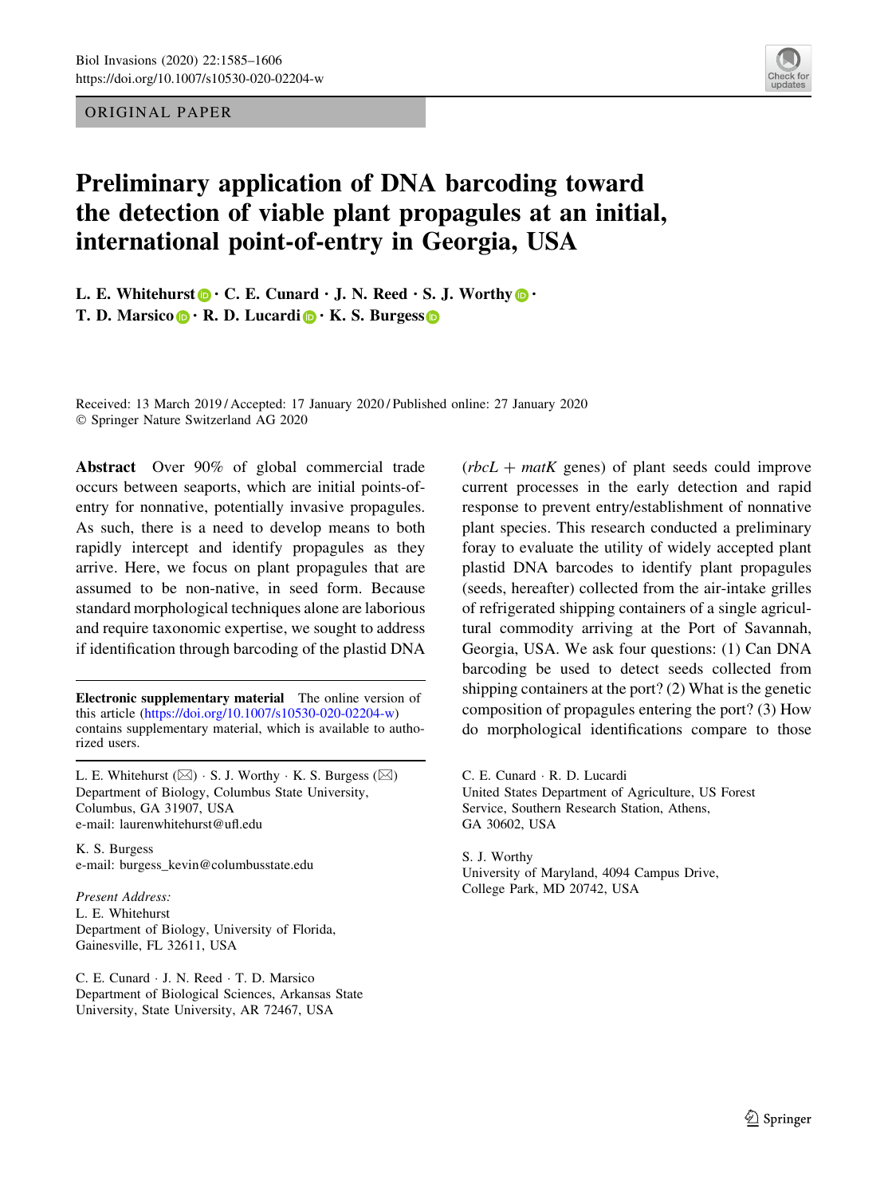ORIGINAL PAPER

# Preliminary application of DNA barcoding toward the detection of viable plant propagules at an initial, international point-of-entry in Georgia, USA

**L. E. Whitehurst · C. E. Cunard · J. N. Reed · S. J. Worthy · T. D. Marsico · R. D. Lucardi · K. S. Burgess**

Received: 13 March 2019 / Accepted: 17 January 2020 / Published online: 27 January 2020
© Springer Nature Switzerland AG 2020

**Abstract** Over 90% of global commercial trade occurs between seaports, which are initial points-of-entry for nonnative, potentially invasive propagules. As such, there is a need to develop means to both rapidly intercept and identify propagules as they arrive. Here, we focus on plant propagules that are assumed to be non-native, in seed form. Because standard morphological techniques alone are laborious and require taxonomic expertise, we sought to address if identification through barcoding of the plastid DNA (*rbcL* + *matK* genes) of plant seeds could improve current processes in the early detection and rapid response to prevent entry/establishment of nonnative plant species. This research conducted a preliminary foray to evaluate the utility of widely accepted plant plastid DNA barcodes to identify plant propagules (seeds, hereafter) collected from the air-intake grilles of refrigerated shipping containers of a single agricultural commodity arriving at the Port of Savannah, Georgia, USA. We ask four questions: (1) Can DNA barcoding be used to detect seeds collected from shipping containers at the port? (2) What is the genetic composition of propagules entering the port? (3) How do morphological identifications compare to those

**Electronic supplementary material** The online version of this article (https://doi.org/10.1007/s10530-020-02204-w) contains supplementary material, which is available to authorized users.

L. E. Whitehurst (✉) · S. J. Worthy · K. S. Burgess (✉)
Department of Biology, Columbus State University, Columbus, GA 31907, USA
e-mail: laurenwhitehurst@ufl.edu

K. S. Burgess
e-mail: burgess_kevin@columbusstate.edu

*Present Address:*
L. E. Whitehurst
Department of Biology, University of Florida, Gainesville, FL 32611, USA

C. E. Cunard · J. N. Reed · T. D. Marsico
Department of Biological Sciences, Arkansas State University, State University, AR 72467, USA

C. E. Cunard · R. D. Lucardi
United States Department of Agriculture, US Forest Service, Southern Research Station, Athens, GA 30602, USA

S. J. Worthy
University of Maryland, 4094 Campus Drive, College Park, MD 20742, USA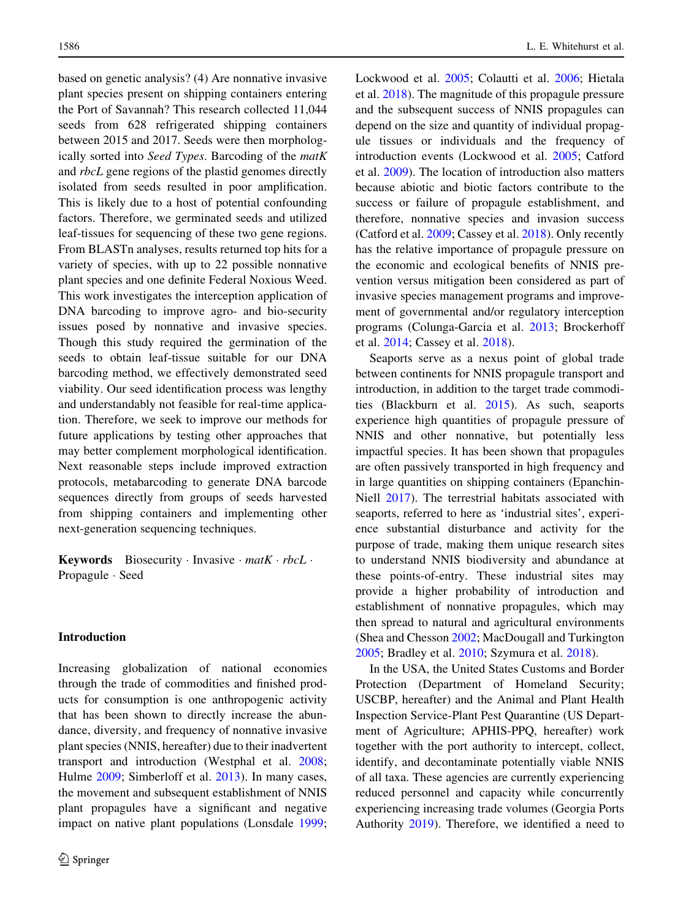based on genetic analysis? (4) Are nonnative invasive plant species present on shipping containers entering the Port of Savannah? This research collected 11,044 seeds from 628 refrigerated shipping containers between 2015 and 2017. Seeds were then morphologically sorted into *Seed Types*. Barcoding of the *matK* and *rbcL* gene regions of the plastid genomes directly isolated from seeds resulted in poor amplification. This is likely due to a host of potential confounding factors. Therefore, we germinated seeds and utilized leaf-tissues for sequencing of these two gene regions. From BLASTn analyses, results returned top hits for a variety of species, with up to 22 possible nonnative plant species and one definite Federal Noxious Weed. This work investigates the interception application of DNA barcoding to improve agro- and bio-security issues posed by nonnative and invasive species. Though this study required the germination of the seeds to obtain leaf-tissue suitable for our DNA barcoding method, we effectively demonstrated seed viability. Our seed identification process was lengthy and understandably not feasible for real-time application. Therefore, we seek to improve our methods for future applications by testing other approaches that may better complement morphological identification. Next reasonable steps include improved extraction protocols, metabarcoding to generate DNA barcode sequences directly from groups of seeds harvested from shipping containers and implementing other next-generation sequencing techniques.

**Keywords** Biosecurity · Invasive · *matK* · *rbcL* · Propagule · Seed

## Introduction

Increasing globalization of national economies through the trade of commodities and finished products for consumption is one anthropogenic activity that has been shown to directly increase the abundance, diversity, and frequency of nonnative invasive plant species (NNIS, hereafter) due to their inadvertent transport and introduction (Westphal et al. 2008; Hulme 2009; Simberloff et al. 2013). In many cases, the movement and subsequent establishment of NNIS plant propagules have a significant and negative impact on native plant populations (Lonsdale 1999; Lockwood et al. 2005; Colautti et al. 2006; Hietala et al. 2018). The magnitude of this propagule pressure and the subsequent success of NNIS propagules can depend on the size and quantity of individual propagule tissues or individuals and the frequency of introduction events (Lockwood et al. 2005; Catford et al. 2009). The location of introduction also matters because abiotic and biotic factors contribute to the success or failure of propagule establishment, and therefore, nonnative species and invasion success (Catford et al. 2009; Cassey et al. 2018). Only recently has the relative importance of propagule pressure on the economic and ecological benefits of NNIS prevention versus mitigation been considered as part of invasive species management programs and improvement of governmental and/or regulatory interception programs (Colunga-Garcia et al. 2013; Brockerhoff et al. 2014; Cassey et al. 2018).

Seaports serve as a nexus point of global trade between continents for NNIS propagule transport and introduction, in addition to the target trade commodities (Blackburn et al. 2015). As such, seaports experience high quantities of propagule pressure of NNIS and other nonnative, but potentially less impactful species. It has been shown that propagules are often passively transported in high frequency and in large quantities on shipping containers (Epanchin-Niell 2017). The terrestrial habitats associated with seaports, referred to here as 'industrial sites', experience substantial disturbance and activity for the purpose of trade, making them unique research sites to understand NNIS biodiversity and abundance at these points-of-entry. These industrial sites may provide a higher probability of introduction and establishment of nonnative propagules, which may then spread to natural and agricultural environments (Shea and Chesson 2002; MacDougall and Turkington 2005; Bradley et al. 2010; Szymura et al. 2018).

In the USA, the United States Customs and Border Protection (Department of Homeland Security; USCBP, hereafter) and the Animal and Plant Health Inspection Service-Plant Pest Quarantine (US Department of Agriculture; APHIS-PPQ, hereafter) work together with the port authority to intercept, collect, identify, and decontaminate potentially viable NNIS of all taxa. These agencies are currently experiencing reduced personnel and capacity while concurrently experiencing increasing trade volumes (Georgia Ports Authority 2019). Therefore, we identified a need to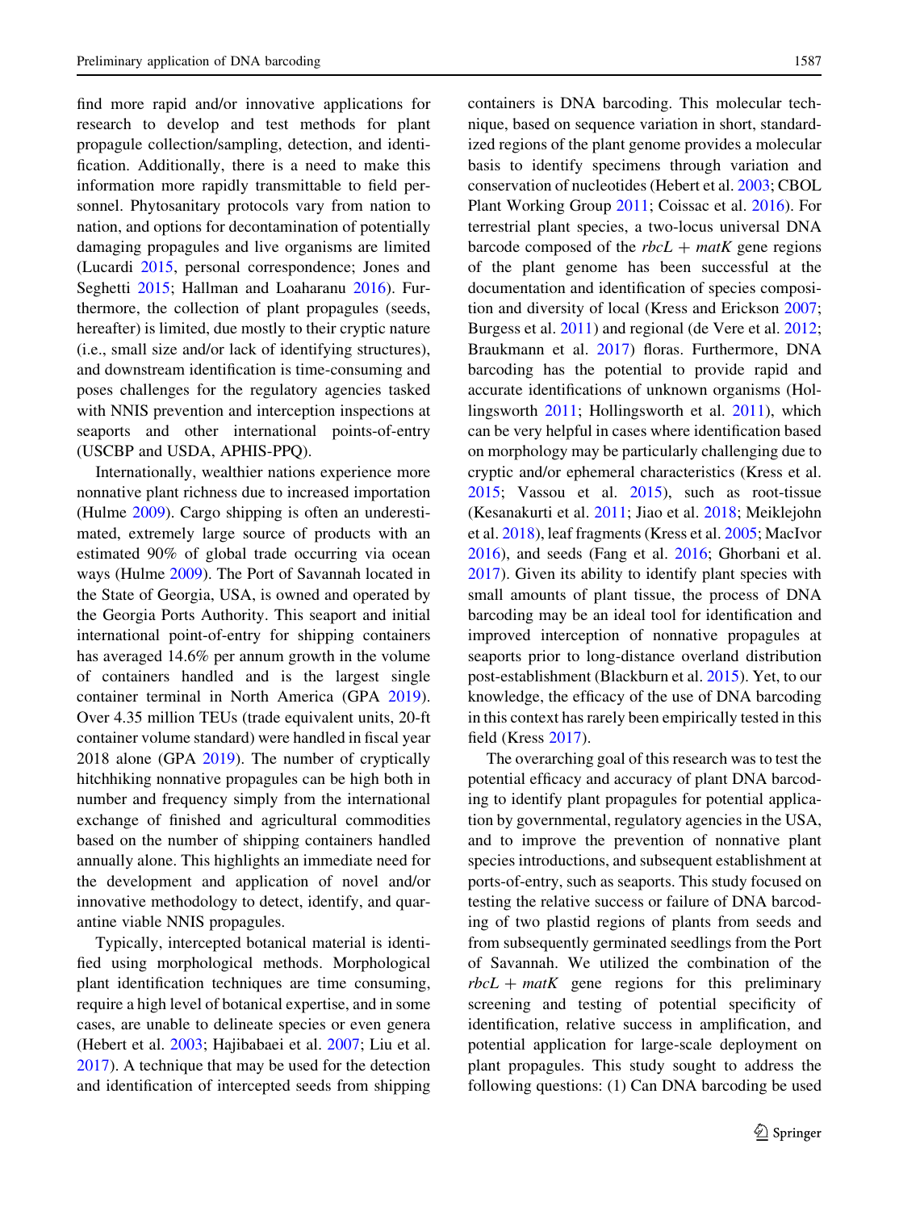find more rapid and/or innovative applications for research to develop and test methods for plant propagule collection/sampling, detection, and identification. Additionally, there is a need to make this information more rapidly transmittable to field personnel. Phytosanitary protocols vary from nation to nation, and options for decontamination of potentially damaging propagules and live organisms are limited (Lucardi 2015, personal correspondence; Jones and Seghetti 2015; Hallman and Loaharanu 2016). Furthermore, the collection of plant propagules (seeds, hereafter) is limited, due mostly to their cryptic nature (i.e., small size and/or lack of identifying structures), and downstream identification is time-consuming and poses challenges for the regulatory agencies tasked with NNIS prevention and interception inspections at seaports and other international points-of-entry (USCBP and USDA, APHIS-PPQ).

Internationally, wealthier nations experience more nonnative plant richness due to increased importation (Hulme 2009). Cargo shipping is often an underestimated, extremely large source of products with an estimated 90% of global trade occurring via ocean ways (Hulme 2009). The Port of Savannah located in the State of Georgia, USA, is owned and operated by the Georgia Ports Authority. This seaport and initial international point-of-entry for shipping containers has averaged 14.6% per annum growth in the volume of containers handled and is the largest single container terminal in North America (GPA 2019). Over 4.35 million TEUs (trade equivalent units, 20-ft container volume standard) were handled in fiscal year 2018 alone (GPA 2019). The number of cryptically hitchhiking nonnative propagules can be high both in number and frequency simply from the international exchange of finished and agricultural commodities based on the number of shipping containers handled annually alone. This highlights an immediate need for the development and application of novel and/or innovative methodology to detect, identify, and quarantine viable NNIS propagules.

Typically, intercepted botanical material is identified using morphological methods. Morphological plant identification techniques are time consuming, require a high level of botanical expertise, and in some cases, are unable to delineate species or even genera (Hebert et al. 2003; Hajibabaei et al. 2007; Liu et al. 2017). A technique that may be used for the detection and identification of intercepted seeds from shipping containers is DNA barcoding. This molecular technique, based on sequence variation in short, standardized regions of the plant genome provides a molecular basis to identify specimens through variation and conservation of nucleotides (Hebert et al. 2003; CBOL Plant Working Group 2011; Coissac et al. 2016). For terrestrial plant species, a two-locus universal DNA barcode composed of the *rbcL* + *matK* gene regions of the plant genome has been successful at the documentation and identification of species composition and diversity of local (Kress and Erickson 2007; Burgess et al. 2011) and regional (de Vere et al. 2012; Braukmann et al. 2017) floras. Furthermore, DNA barcoding has the potential to provide rapid and accurate identifications of unknown organisms (Hollingsworth 2011; Hollingsworth et al. 2011), which can be very helpful in cases where identification based on morphology may be particularly challenging due to cryptic and/or ephemeral characteristics (Kress et al. 2015; Vassou et al. 2015), such as root-tissue (Kesanakurti et al. 2011; Jiao et al. 2018; Meiklejohn et al. 2018), leaf fragments (Kress et al. 2005; MacIvor 2016), and seeds (Fang et al. 2016; Ghorbani et al. 2017). Given its ability to identify plant species with small amounts of plant tissue, the process of DNA barcoding may be an ideal tool for identification and improved interception of nonnative propagules at seaports prior to long-distance overland distribution post-establishment (Blackburn et al. 2015). Yet, to our knowledge, the efficacy of the use of DNA barcoding in this context has rarely been empirically tested in this field (Kress 2017).

The overarching goal of this research was to test the potential efficacy and accuracy of plant DNA barcoding to identify plant propagules for potential application by governmental, regulatory agencies in the USA, and to improve the prevention of nonnative plant species introductions, and subsequent establishment at ports-of-entry, such as seaports. This study focused on testing the relative success or failure of DNA barcoding of two plastid regions of plants from seeds and from subsequently germinated seedlings from the Port of Savannah. We utilized the combination of the *rbcL* + *matK* gene regions for this preliminary screening and testing of potential specificity of identification, relative success in amplification, and potential application for large-scale deployment on plant propagules. This study sought to address the following questions: (1) Can DNA barcoding be used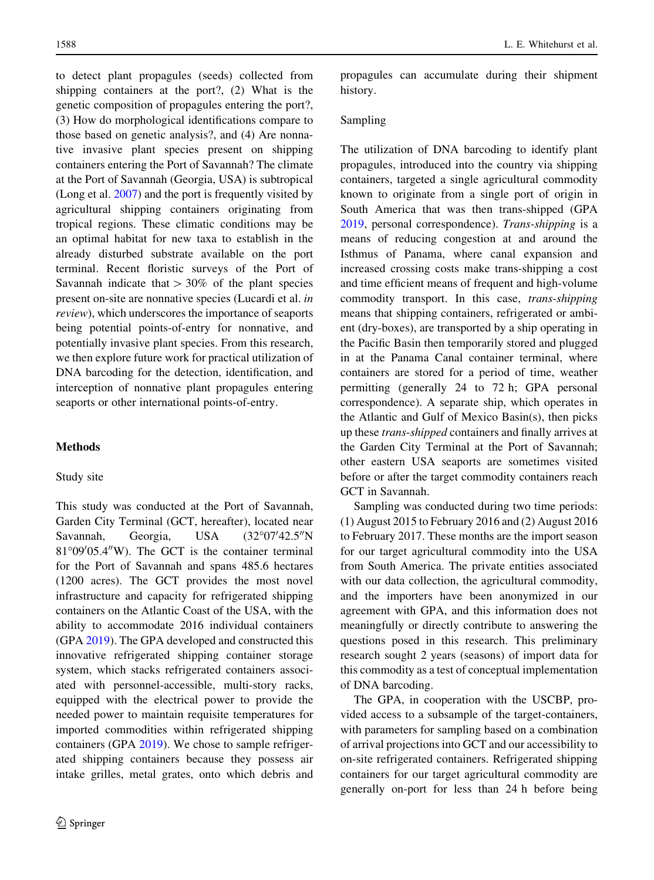to detect plant propagules (seeds) collected from shipping containers at the port?, (2) What is the genetic composition of propagules entering the port?, (3) How do morphological identifications compare to those based on genetic analysis?, and (4) Are nonnative invasive plant species present on shipping containers entering the Port of Savannah? The climate at the Port of Savannah (Georgia, USA) is subtropical (Long et al. 2007) and the port is frequently visited by agricultural shipping containers originating from tropical regions. These climatic conditions may be an optimal habitat for new taxa to establish in the already disturbed substrate available on the port terminal. Recent floristic surveys of the Port of Savannah indicate that > 30% of the plant species present on-site are nonnative species (Lucardi et al. *in review*), which underscores the importance of seaports being potential points-of-entry for nonnative, and potentially invasive plant species. From this research, we then explore future work for practical utilization of DNA barcoding for the detection, identification, and interception of nonnative plant propagules entering seaports or other international points-of-entry.

## Methods

### Study site

This study was conducted at the Port of Savannah, Garden City Terminal (GCT, hereafter), located near Savannah, Georgia, USA (32°07′42.5″N 81°09′05.4″W). The GCT is the container terminal for the Port of Savannah and spans 485.6 hectares (1200 acres). The GCT provides the most novel infrastructure and capacity for refrigerated shipping containers on the Atlantic Coast of the USA, with the ability to accommodate 2016 individual containers (GPA 2019). The GPA developed and constructed this innovative refrigerated shipping container storage system, which stacks refrigerated containers associated with personnel-accessible, multi-story racks, equipped with the electrical power to provide the needed power to maintain requisite temperatures for imported commodities within refrigerated shipping containers (GPA 2019). We chose to sample refrigerated shipping containers because they possess air intake grilles, metal grates, onto which debris and propagules can accumulate during their shipment history.

### Sampling

The utilization of DNA barcoding to identify plant propagules, introduced into the country via shipping containers, targeted a single agricultural commodity known to originate from a single port of origin in South America that was then trans-shipped (GPA 2019, personal correspondence). *Trans-shipping* is a means of reducing congestion at and around the Isthmus of Panama, where canal expansion and increased crossing costs make trans-shipping a cost and time efficient means of frequent and high-volume commodity transport. In this case, *trans-shipping* means that shipping containers, refrigerated or ambient (dry-boxes), are transported by a ship operating in the Pacific Basin then temporarily stored and plugged in at the Panama Canal container terminal, where containers are stored for a period of time, weather permitting (generally 24 to 72 h; GPA personal correspondence). A separate ship, which operates in the Atlantic and Gulf of Mexico Basin(s), then picks up these *trans-shipped* containers and finally arrives at the Garden City Terminal at the Port of Savannah; other eastern USA seaports are sometimes visited before or after the target commodity containers reach GCT in Savannah.

Sampling was conducted during two time periods: (1) August 2015 to February 2016 and (2) August 2016 to February 2017. These months are the import season for our target agricultural commodity into the USA from South America. The private entities associated with our data collection, the agricultural commodity, and the importers have been anonymized in our agreement with GPA, and this information does not meaningfully or directly contribute to answering the questions posed in this research. This preliminary research sought 2 years (seasons) of import data for this commodity as a test of conceptual implementation of DNA barcoding.

The GPA, in cooperation with the USCBP, provided access to a subsample of the target-containers, with parameters for sampling based on a combination of arrival projections into GCT and our accessibility to on-site refrigerated containers. Refrigerated shipping containers for our target agricultural commodity are generally on-port for less than 24 h before being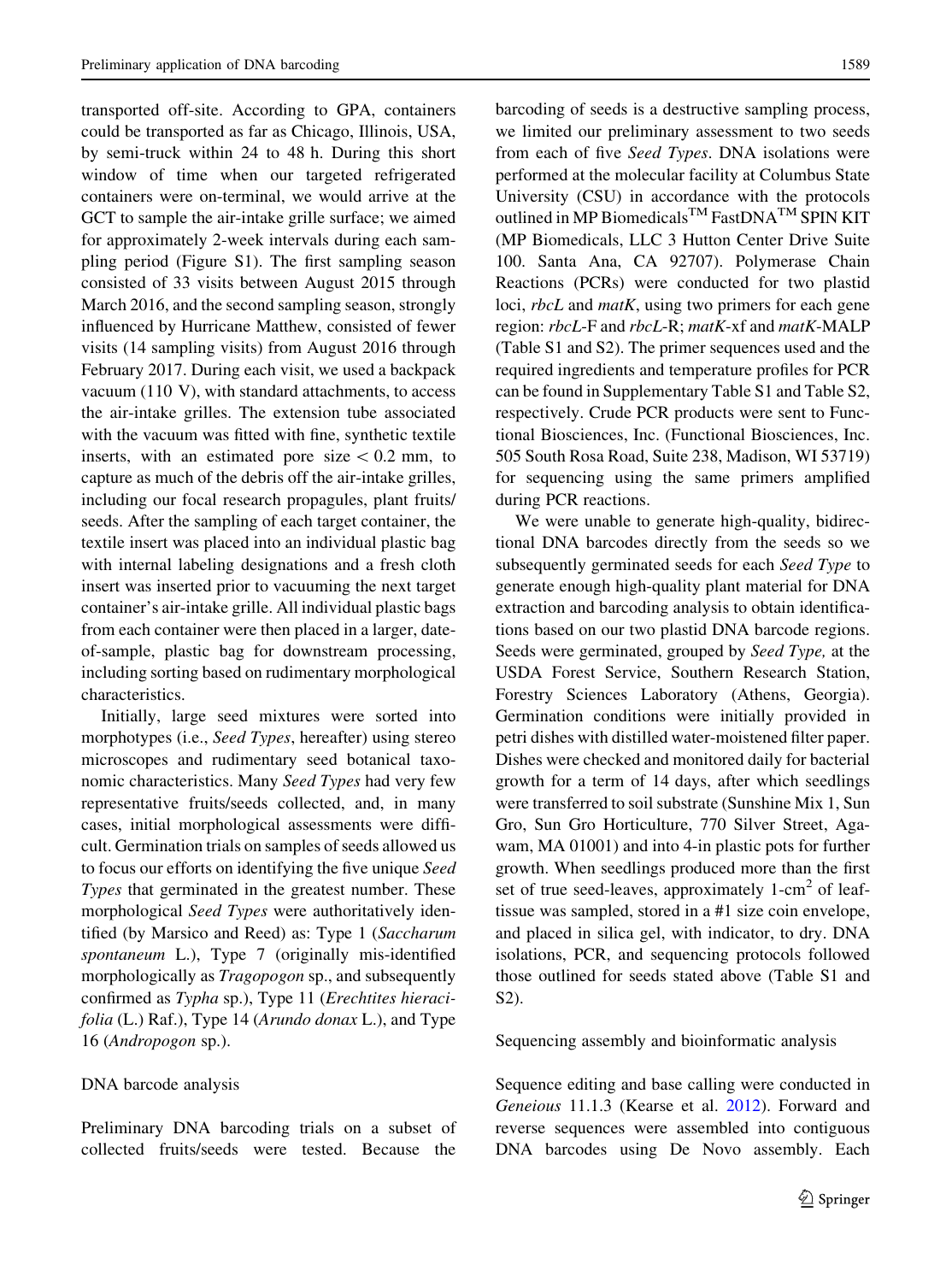transported off-site. According to GPA, containers could be transported as far as Chicago, Illinois, USA, by semi-truck within 24 to 48 h. During this short window of time when our targeted refrigerated containers were on-terminal, we would arrive at the GCT to sample the air-intake grille surface; we aimed for approximately 2-week intervals during each sampling period (Figure S1). The first sampling season consisted of 33 visits between August 2015 through March 2016, and the second sampling season, strongly influenced by Hurricane Matthew, consisted of fewer visits (14 sampling visits) from August 2016 through February 2017. During each visit, we used a backpack vacuum (110 V), with standard attachments, to access the air-intake grilles. The extension tube associated with the vacuum was fitted with fine, synthetic textile inserts, with an estimated pore size < 0.2 mm, to capture as much of the debris off the air-intake grilles, including our focal research propagules, plant fruits/seeds. After the sampling of each target container, the textile insert was placed into an individual plastic bag with internal labeling designations and a fresh cloth insert was inserted prior to vacuuming the next target container's air-intake grille. All individual plastic bags from each container were then placed in a larger, date-of-sample, plastic bag for downstream processing, including sorting based on rudimentary morphological characteristics.

Initially, large seed mixtures were sorted into morphotypes (i.e., *Seed Types*, hereafter) using stereo microscopes and rudimentary seed botanical taxonomic characteristics. Many *Seed Types* had very few representative fruits/seeds collected, and, in many cases, initial morphological assessments were difficult. Germination trials on samples of seeds allowed us to focus our efforts on identifying the five unique *Seed Types* that germinated in the greatest number. These morphological *Seed Types* were authoritatively identified (by Marsico and Reed) as: Type 1 (*Saccharum spontaneum* L.), Type 7 (originally mis-identified morphologically as *Tragopogon* sp., and subsequently confirmed as *Typha* sp.), Type 11 (*Erechtites hieracifolia* (L.) Raf.), Type 14 (*Arundo donax* L.), and Type 16 (*Andropogon* sp.).

## DNA barcode analysis

Preliminary DNA barcoding trials on a subset of collected fruits/seeds were tested. Because the barcoding of seeds is a destructive sampling process, we limited our preliminary assessment to two seeds from each of five *Seed Types*. DNA isolations were performed at the molecular facility at Columbus State University (CSU) in accordance with the protocols outlined in MP Biomedicals™ FastDNA™ SPIN KIT (MP Biomedicals, LLC 3 Hutton Center Drive Suite 100. Santa Ana, CA 92707). Polymerase Chain Reactions (PCRs) were conducted for two plastid loci, *rbcL* and *matK*, using two primers for each gene region: *rbcL*-F and *rbcL*-R; *matK*-xf and *matK*-MALP (Table S1 and S2). The primer sequences used and the required ingredients and temperature profiles for PCR can be found in Supplementary Table S1 and Table S2, respectively. Crude PCR products were sent to Functional Biosciences, Inc. (Functional Biosciences, Inc. 505 South Rosa Road, Suite 238, Madison, WI 53719) for sequencing using the same primers amplified during PCR reactions.

We were unable to generate high-quality, bidirectional DNA barcodes directly from the seeds so we subsequently germinated seeds for each *Seed Type* to generate enough high-quality plant material for DNA extraction and barcoding analysis to obtain identifications based on our two plastid DNA barcode regions. Seeds were germinated, grouped by *Seed Type,* at the USDA Forest Service, Southern Research Station, Forestry Sciences Laboratory (Athens, Georgia). Germination conditions were initially provided in petri dishes with distilled water-moistened filter paper. Dishes were checked and monitored daily for bacterial growth for a term of 14 days, after which seedlings were transferred to soil substrate (Sunshine Mix 1, Sun Gro, Sun Gro Horticulture, 770 Silver Street, Agawam, MA 01001) and into 4-in plastic pots for further growth. When seedlings produced more than the first set of true seed-leaves, approximately 1-cm$^2$ of leaf-tissue was sampled, stored in a #1 size coin envelope, and placed in silica gel, with indicator, to dry. DNA isolations, PCR, and sequencing protocols followed those outlined for seeds stated above (Table S1 and S2).

## Sequencing assembly and bioinformatic analysis

Sequence editing and base calling were conducted in *Geneious* 11.1.3 (Kearse et al. 2012). Forward and reverse sequences were assembled into contiguous DNA barcodes using De Novo assembly. Each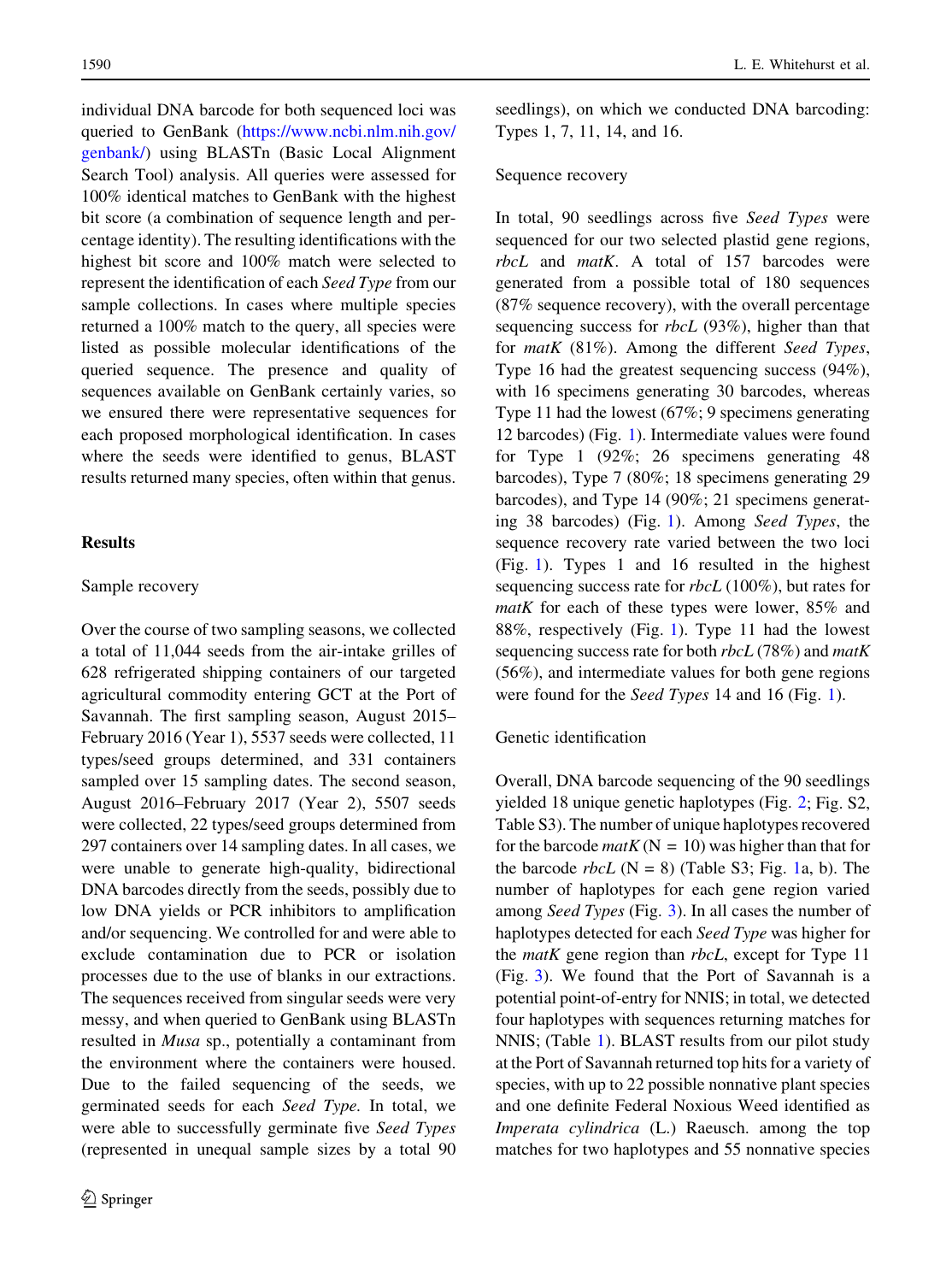individual DNA barcode for both sequenced loci was queried to GenBank (https://www.ncbi.nlm.nih.gov/genbank/) using BLASTn (Basic Local Alignment Search Tool) analysis. All queries were assessed for 100% identical matches to GenBank with the highest bit score (a combination of sequence length and percentage identity). The resulting identifications with the highest bit score and 100% match were selected to represent the identification of each *Seed Type* from our sample collections. In cases where multiple species returned a 100% match to the query, all species were listed as possible molecular identifications of the queried sequence. The presence and quality of sequences available on GenBank certainly varies, so we ensured there were representative sequences for each proposed morphological identification. In cases where the seeds were identified to genus, BLAST results returned many species, often within that genus.

## Results

### Sample recovery

Over the course of two sampling seasons, we collected a total of 11,044 seeds from the air-intake grilles of 628 refrigerated shipping containers of our targeted agricultural commodity entering GCT at the Port of Savannah. The first sampling season, August 2015–February 2016 (Year 1), 5537 seeds were collected, 11 types/seed groups determined, and 331 containers sampled over 15 sampling dates. The second season, August 2016–February 2017 (Year 2), 5507 seeds were collected, 22 types/seed groups determined from 297 containers over 14 sampling dates. In all cases, we were unable to generate high-quality, bidirectional DNA barcodes directly from the seeds, possibly due to low DNA yields or PCR inhibitors to amplification and/or sequencing. We controlled for and were able to exclude contamination due to PCR or isolation processes due to the use of blanks in our extractions. The sequences received from singular seeds were very messy, and when queried to GenBank using BLASTn resulted in *Musa* sp., potentially a contaminant from the environment where the containers were housed. Due to the failed sequencing of the seeds, we germinated seeds for each *Seed Type*. In total, we were able to successfully germinate five *Seed Types* (represented in unequal sample sizes by a total 90 seedlings), on which we conducted DNA barcoding: Types 1, 7, 11, 14, and 16.

### Sequence recovery

In total, 90 seedlings across five *Seed Types* were sequenced for our two selected plastid gene regions, *rbcL* and *matK*. A total of 157 barcodes were generated from a possible total of 180 sequences (87% sequence recovery), with the overall percentage sequencing success for *rbcL* (93%), higher than that for *matK* (81%). Among the different *Seed Types*, Type 16 had the greatest sequencing success (94%), with 16 specimens generating 30 barcodes, whereas Type 11 had the lowest (67%; 9 specimens generating 12 barcodes) (Fig. 1). Intermediate values were found for Type 1 (92%; 26 specimens generating 48 barcodes), Type 7 (80%; 18 specimens generating 29 barcodes), and Type 14 (90%; 21 specimens generating 38 barcodes) (Fig. 1). Among *Seed Types*, the sequence recovery rate varied between the two loci (Fig. 1). Types 1 and 16 resulted in the highest sequencing success rate for *rbcL* (100%), but rates for *matK* for each of these types were lower, 85% and 88%, respectively (Fig. 1). Type 11 had the lowest sequencing success rate for both *rbcL* (78%) and *matK* (56%), and intermediate values for both gene regions were found for the *Seed Types* 14 and 16 (Fig. 1).

### Genetic identification

Overall, DNA barcode sequencing of the 90 seedlings yielded 18 unique genetic haplotypes (Fig. 2; Fig. S2, Table S3). The number of unique haplotypes recovered for the barcode *matK* (N = 10) was higher than that for the barcode *rbcL* (N = 8) (Table S3; Fig. 1a, b). The number of haplotypes for each gene region varied among *Seed Types* (Fig. 3). In all cases the number of haplotypes detected for each *Seed Type* was higher for the *matK* gene region than *rbcL*, except for Type 11 (Fig. 3). We found that the Port of Savannah is a potential point-of-entry for NNIS; in total, we detected four haplotypes with sequences returning matches for NNIS; (Table 1). BLAST results from our pilot study at the Port of Savannah returned top hits for a variety of species, with up to 22 possible nonnative plant species and one definite Federal Noxious Weed identified as *Imperata cylindrica* (L.) Raeusch. among the top matches for two haplotypes and 55 nonnative species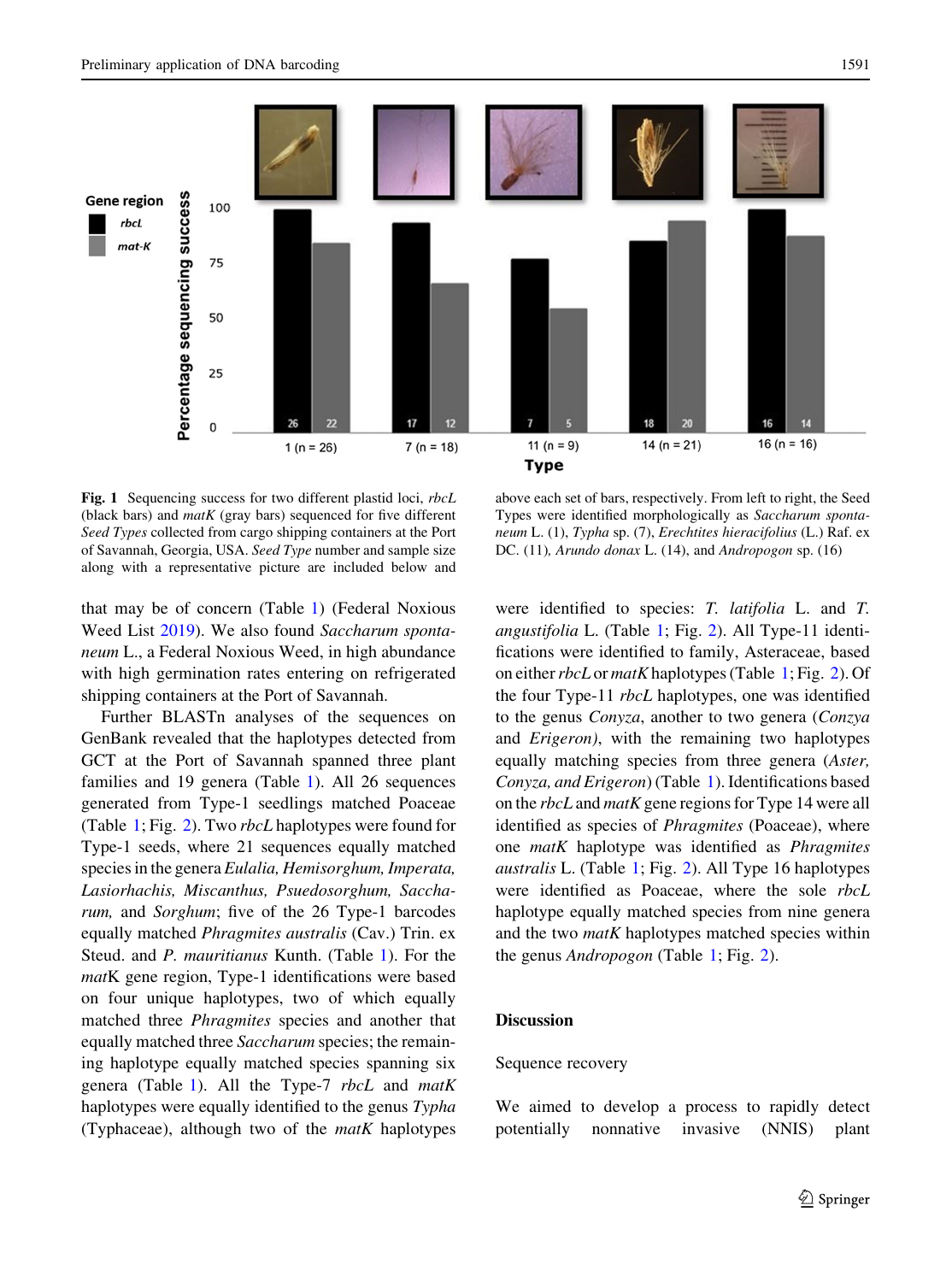**Fig. 1** Sequencing success for two different plastid loci, *rbcL* (black bars) and *matK* (gray bars) sequenced for five different *Seed Types* collected from cargo shipping containers at the Port of Savannah, Georgia, USA. *Seed Type* number and sample size along with a representative picture are included below and above each set of bars, respectively. From left to right, the Seed Types were identified morphologically as *Saccharum spontaneum* L. (1), *Typha* sp. (7), *Erechtites hieracifolius* (L.) Raf. ex DC. (11), *Arundo donax* L. (14), and *Andropogon* sp. (16)

that may be of concern (Table 1) (Federal Noxious Weed List 2019). We also found *Saccharum spontaneum* L., a Federal Noxious Weed, in high abundance with high germination rates entering on refrigerated shipping containers at the Port of Savannah.

Further BLASTn analyses of the sequences on GenBank revealed that the haplotypes detected from GCT at the Port of Savannah spanned three plant families and 19 genera (Table 1). All 26 sequences generated from Type-1 seedlings matched Poaceae (Table 1; Fig. 2). Two *rbcL* haplotypes were found for Type-1 seeds, where 21 sequences equally matched species in the genera *Eulalia, Hemisorghum, Imperata, Lasiorhachis, Miscanthus, Psuedosorghum, Saccharum,* and *Sorghum*; five of the 26 Type-1 barcodes equally matched *Phragmites australis* (Cav.) Trin. ex Steud. and *P. mauritianus* Kunth. (Table 1). For the *mat*K gene region, Type-1 identifications were based on four unique haplotypes, two of which equally matched three *Phragmites* species and another that equally matched three *Saccharum* species; the remaining haplotype equally matched species spanning six genera (Table 1). All the Type-7 *rbcL* and *matK* haplotypes were equally identified to the genus *Typha* (Typhaceae), although two of the *matK* haplotypes were identified to species: *T. latifolia* L. and *T. angustifolia* L. (Table 1; Fig. 2). All Type-11 identifications were identified to family, Asteraceae, based on either *rbcL* or *matK* haplotypes (Table 1; Fig. 2). Of the four Type-11 *rbcL* haplotypes, one was identified to the genus *Conyza*, another to two genera (*Conzya* and *Erigeron)*, with the remaining two haplotypes equally matching species from three genera (*Aster, Conyza, and Erigeron*) (Table 1). Identifications based on the *rbcL* and *matK* gene regions for Type 14 were all identified as species of *Phragmites* (Poaceae), where one *matK* haplotype was identified as *Phragmites australis* L. (Table 1; Fig. 2). All Type 16 haplotypes were identified as Poaceae, where the sole *rbcL* haplotype equally matched species from nine genera and the two *matK* haplotypes matched species within the genus *Andropogon* (Table 1; Fig. 2).

## Discussion

### Sequence recovery

We aimed to develop a process to rapidly detect potentially nonnative invasive (NNIS) plant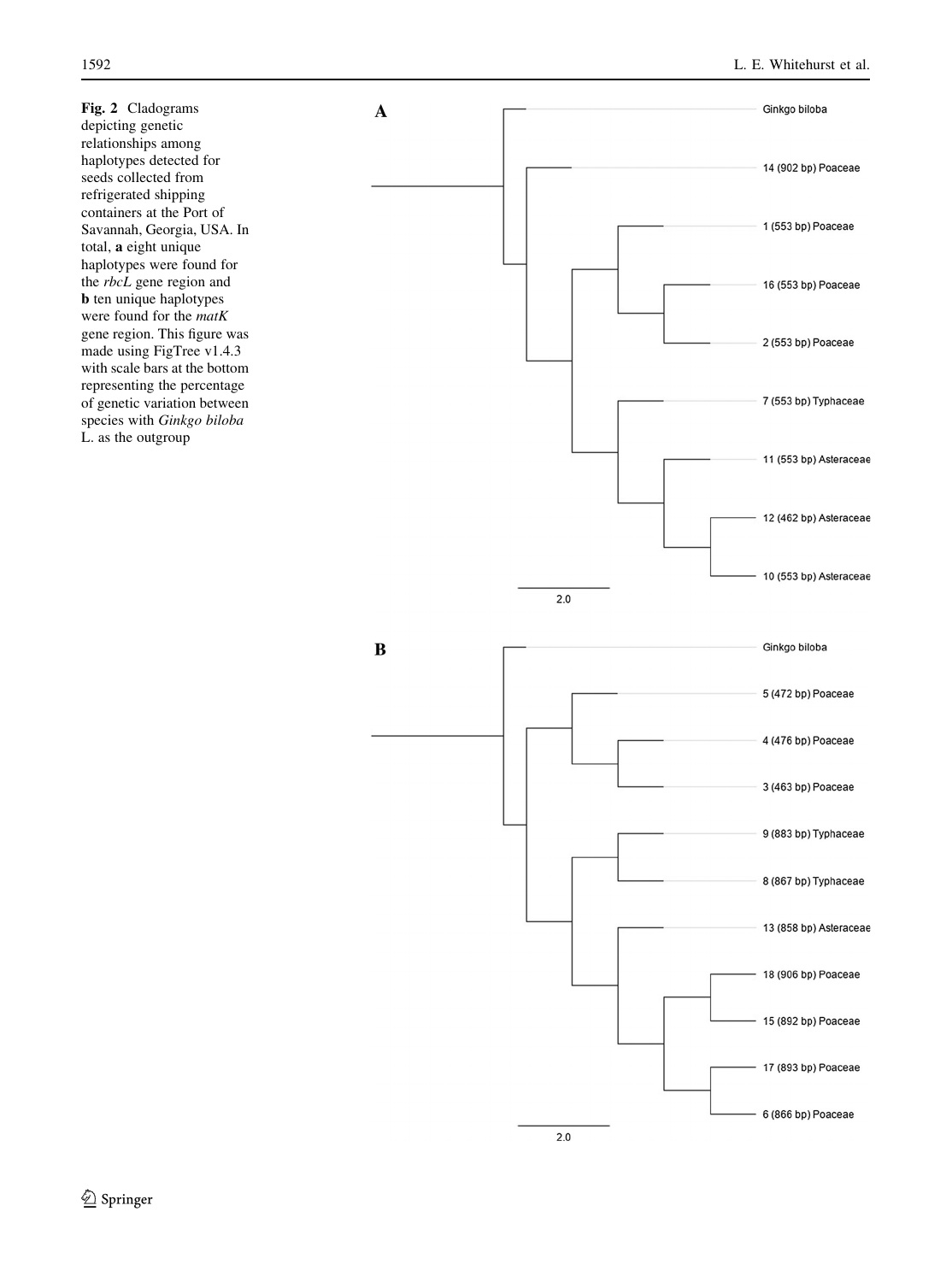**Fig. 2** Cladograms depicting genetic relationships among haplotypes detected for seeds collected from refrigerated shipping containers at the Port of Savannah, Georgia, USA. In total, **a** eight unique haplotypes were found for the *rbcL* gene region and **b** ten unique haplotypes were found for the *matK* gene region. This figure was made using FigTree v1.4.3 with scale bars at the bottom representing the percentage of genetic variation between species with *Ginkgo biloba* L. as the outgroup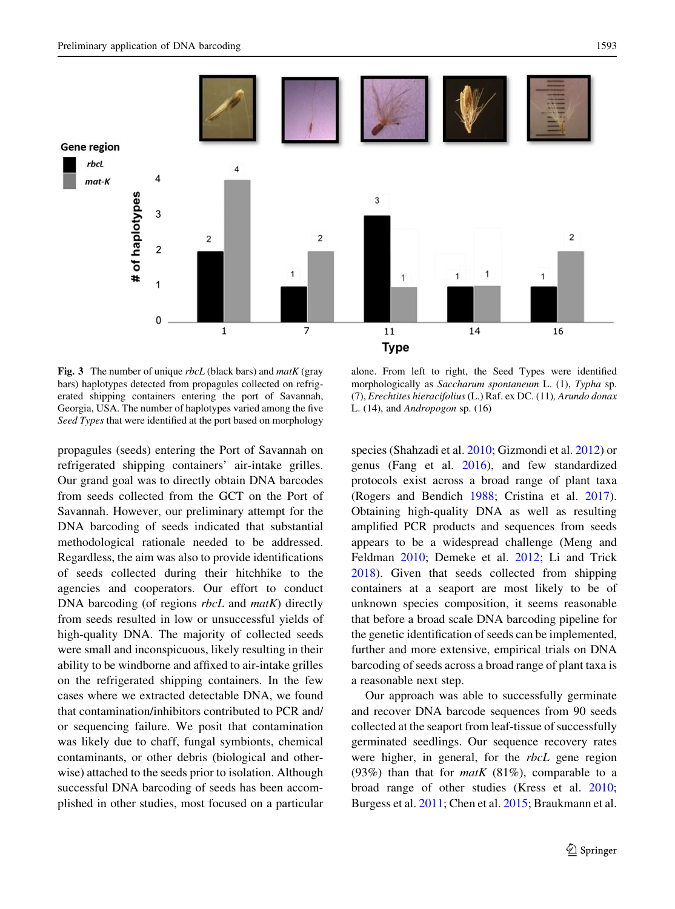Gene region

rbcL

mat-K

of haplotypes

Type

4

3

2

1

0

2 4 1 2 3 1 1 1 1 2

1 7 11 14 16

**Fig. 3** The number of unique *rbcL* (black bars) and *matK* (gray bars) haplotypes detected from propagules collected on refrigerated shipping containers entering the port of Savannah, Georgia, USA. The number of haplotypes varied among the five *Seed Types* that were identified at the port based on morphology alone. From left to right, the Seed Types were identified morphologically as *Saccharum spontaneum* L. (1), *Typha* sp. (7), *Erechtites hieracifolius* (L.) Raf. ex DC. (11), *Arundo donax* L. (14), and *Andropogon* sp. (16)

propagules (seeds) entering the Port of Savannah on refrigerated shipping containers' air-intake grilles. Our grand goal was to directly obtain DNA barcodes from seeds collected from the GCT on the Port of Savannah. However, our preliminary attempt for the DNA barcoding of seeds indicated that substantial methodological rationale needed to be addressed. Regardless, the aim was also to provide identifications of seeds collected during their hitchhike to the agencies and cooperators. Our effort to conduct DNA barcoding (of regions *rbcL* and *matK*) directly from seeds resulted in low or unsuccessful yields of high-quality DNA. The majority of collected seeds were small and inconspicuous, likely resulting in their ability to be windborne and affixed to air-intake grilles on the refrigerated shipping containers. In the few cases where we extracted detectable DNA, we found that contamination/inhibitors contributed to PCR and/or sequencing failure. We posit that contamination was likely due to chaff, fungal symbionts, chemical contaminants, or other debris (biological and otherwise) attached to the seeds prior to isolation. Although successful DNA barcoding of seeds has been accomplished in other studies, most focused on a particular species (Shahzadi et al. 2010; Gizmondi et al. 2012) or genus (Fang et al. 2016), and few standardized protocols exist across a broad range of plant taxa (Rogers and Bendich 1988; Cristina et al. 2017). Obtaining high-quality DNA as well as resulting amplified PCR products and sequences from seeds appears to be a widespread challenge (Meng and Feldman 2010; Demeke et al. 2012; Li and Trick 2018). Given that seeds collected from shipping containers at a seaport are most likely to be of unknown species composition, it seems reasonable that before a broad scale DNA barcoding pipeline for the genetic identification of seeds can be implemented, further and more extensive, empirical trials on DNA barcoding of seeds across a broad range of plant taxa is a reasonable next step.

Our approach was able to successfully germinate and recover DNA barcode sequences from 90 seeds collected at the seaport from leaf-tissue of successfully germinated seedlings. Our sequence recovery rates were higher, in general, for the *rbcL* gene region (93%) than that for *matK* (81%), comparable to a broad range of other studies (Kress et al. 2010; Burgess et al. 2011; Chen et al. 2015; Braukmann et al.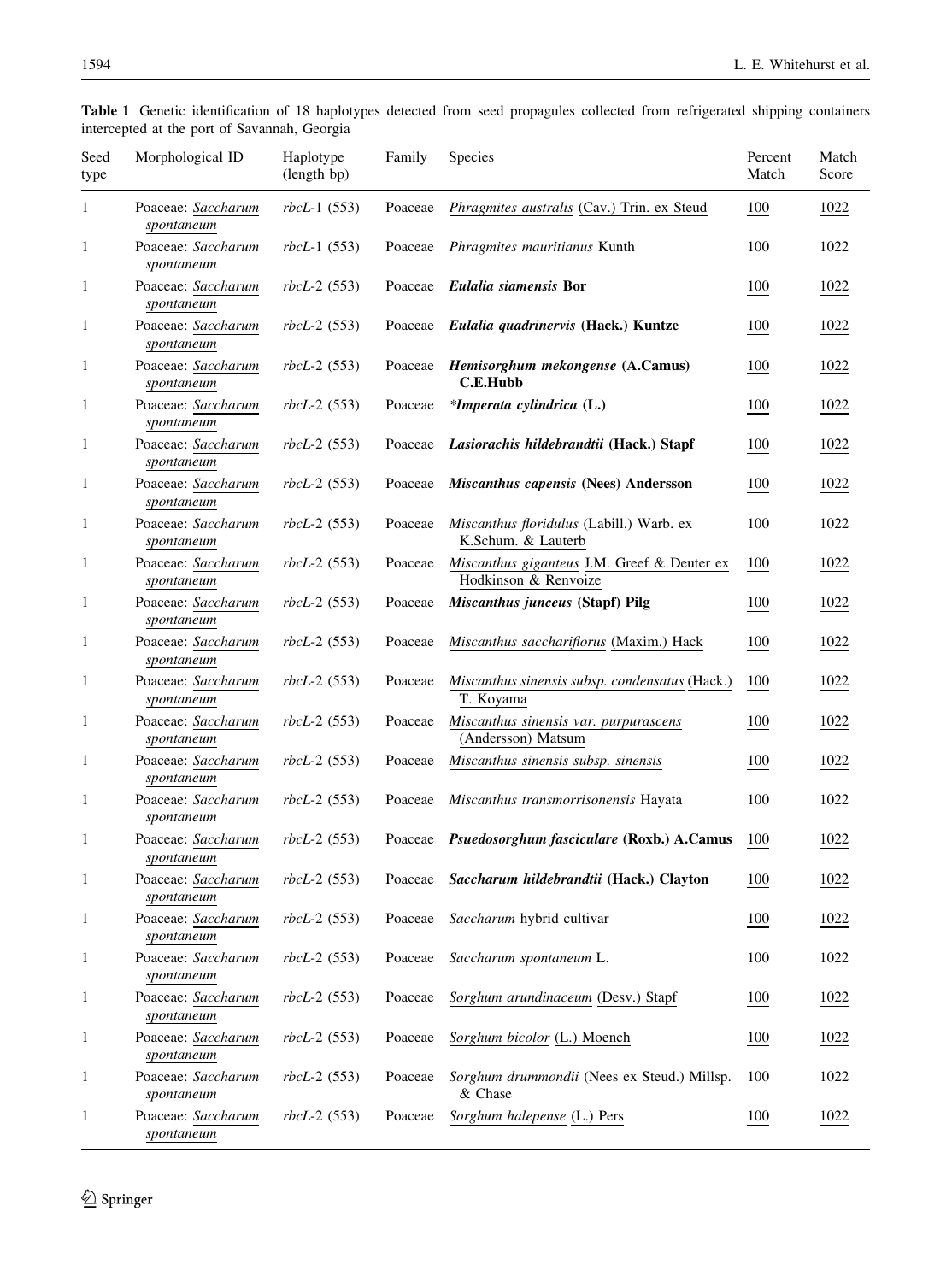**Table 1** Genetic identification of 18 haplotypes detected from seed propagules collected from refrigerated shipping containers intercepted at the port of Savannah, Georgia

| Seed type | Morphological ID | Haplotype (length bp) | Family | Species | Percent Match | Match Score |
|---|---|---|---|---|---|---|
| 1 | Poaceae: *Saccharum spontaneum* | *rbcL*-1 (553) | Poaceae | *Phragmites australis* (Cav.) Trin. ex Steud | 100 | 1022 |
| 1 | Poaceae: *Saccharum spontaneum* | *rbcL*-1 (553) | Poaceae | *Phragmites mauritianus* Kunth | 100 | 1022 |
| 1 | Poaceae: *Saccharum spontaneum* | *rbcL*-2 (553) | Poaceae | ***Eulalia siamensis* Bor** | 100 | 1022 |
| 1 | Poaceae: *Saccharum spontaneum* | *rbcL*-2 (553) | Poaceae | ***Eulalia quadrinervis* (Hack.) Kuntze** | 100 | 1022 |
| 1 | Poaceae: *Saccharum spontaneum* | *rbcL*-2 (553) | Poaceae | ***Hemisorghum mekongense* (A.Camus) C.E.Hubb** | 100 | 1022 |
| 1 | Poaceae: *Saccharum spontaneum* | *rbcL*-2 (553) | Poaceae | ****Imperata cylindrica* (L.)** | 100 | 1022 |
| 1 | Poaceae: *Saccharum spontaneum* | *rbcL*-2 (553) | Poaceae | ***Lasiorachis hildebrandtii* (Hack.) Stapf** | 100 | 1022 |
| 1 | Poaceae: *Saccharum spontaneum* | *rbcL*-2 (553) | Poaceae | ***Miscanthus capensis* (Nees) Andersson** | 100 | 1022 |
| 1 | Poaceae: *Saccharum spontaneum* | *rbcL*-2 (553) | Poaceae | *Miscanthus floridulus* (Labill.) Warb. ex K.Schum. & Lauterb | 100 | 1022 |
| 1 | Poaceae: *Saccharum spontaneum* | *rbcL*-2 (553) | Poaceae | *Miscanthus giganteus* J.M. Greef & Deuter ex Hodkinson & Renvoize | 100 | 1022 |
| 1 | Poaceae: *Saccharum spontaneum* | *rbcL*-2 (553) | Poaceae | ***Miscanthus junceus* (Stapf) Pilg** | 100 | 1022 |
| 1 | Poaceae: *Saccharum spontaneum* | *rbcL*-2 (553) | Poaceae | *Miscanthus sacchariflorus* (Maxim.) Hack | 100 | 1022 |
| 1 | Poaceae: *Saccharum spontaneum* | *rbcL*-2 (553) | Poaceae | *Miscanthus sinensis subsp. condensatus* (Hack.) T. Koyama | 100 | 1022 |
| 1 | Poaceae: *Saccharum spontaneum* | *rbcL*-2 (553) | Poaceae | *Miscanthus sinensis var. purpurascens* (Andersson) Matsum | 100 | 1022 |
| 1 | Poaceae: *Saccharum spontaneum* | *rbcL*-2 (553) | Poaceae | *Miscanthus sinensis subsp. sinensis* | 100 | 1022 |
| 1 | Poaceae: *Saccharum spontaneum* | *rbcL*-2 (553) | Poaceae | *Miscanthus transmorrisonensis* Hayata | 100 | 1022 |
| 1 | Poaceae: *Saccharum spontaneum* | *rbcL*-2 (553) | Poaceae | ***Psuedosorghum fasciculare* (Roxb.) A.Camus** | 100 | 1022 |
| 1 | Poaceae: *Saccharum spontaneum* | *rbcL*-2 (553) | Poaceae | ***Saccharum hildebrandtii* (Hack.) Clayton** | 100 | 1022 |
| 1 | Poaceae: *Saccharum spontaneum* | *rbcL*-2 (553) | Poaceae | *Saccharum* hybrid cultivar | 100 | 1022 |
| 1 | Poaceae: *Saccharum spontaneum* | *rbcL*-2 (553) | Poaceae | *Saccharum spontaneum* L. | 100 | 1022 |
| 1 | Poaceae: *Saccharum spontaneum* | *rbcL*-2 (553) | Poaceae | *Sorghum arundinaceum* (Desv.) Stapf | 100 | 1022 |
| 1 | Poaceae: *Saccharum spontaneum* | *rbcL*-2 (553) | Poaceae | *Sorghum bicolor* (L.) Moench | 100 | 1022 |
| 1 | Poaceae: *Saccharum spontaneum* | *rbcL*-2 (553) | Poaceae | *Sorghum drummondii* (Nees ex Steud.) Millsp. & Chase | 100 | 1022 |
| 1 | Poaceae: *Saccharum spontaneum* | *rbcL*-2 (553) | Poaceae | *Sorghum halepense* (L.) Pers | 100 | 1022 |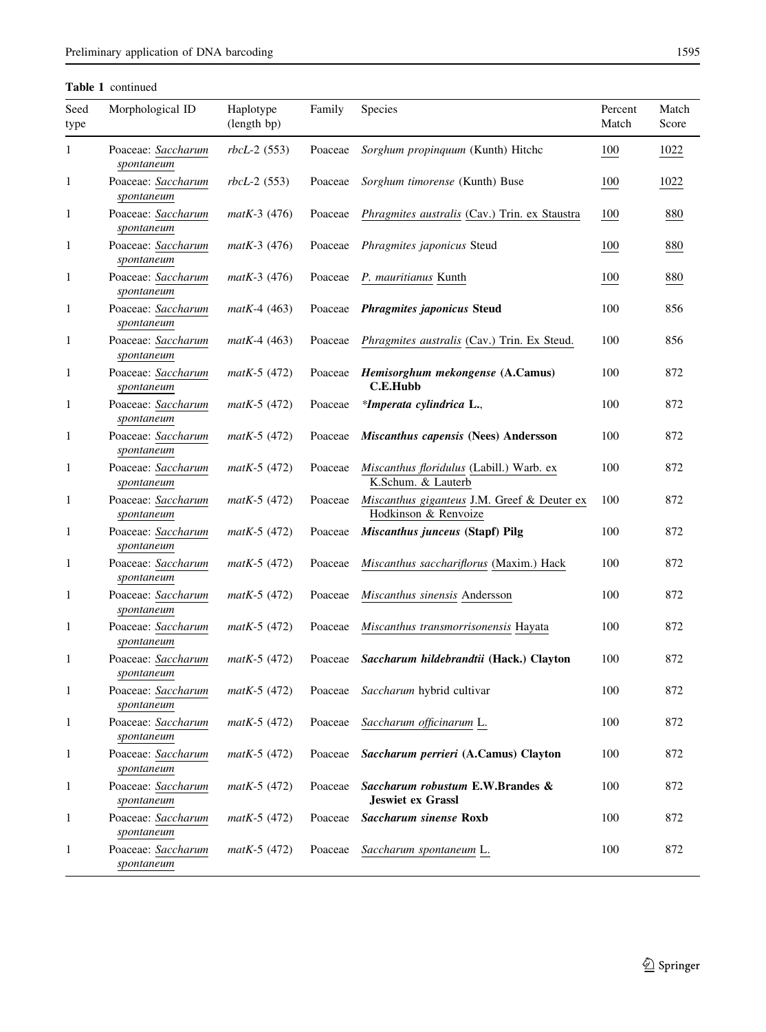**Table 1** continued

| Seed type | Morphological ID | Haplotype (length bp) | Family | Species | Percent Match | Match Score |
|---|---|---|---|---|---|---|
| 1 | Poaceae: *Saccharum spontaneum* | *rbcL*-2 (553) | Poaceae | *Sorghum propinquum* (Kunth) Hitchc | 100 | 1022 |
| 1 | Poaceae: *Saccharum spontaneum* | *rbcL*-2 (553) | Poaceae | *Sorghum timorense* (Kunth) Buse | 100 | 1022 |
| 1 | Poaceae: *Saccharum spontaneum* | *matK*-3 (476) | Poaceae | *Phragmites australis* (Cav.) Trin. ex Staustra | 100 | 880 |
| 1 | Poaceae: *Saccharum spontaneum* | *matK*-3 (476) | Poaceae | *Phragmites japonicus* Steud | 100 | 880 |
| 1 | Poaceae: *Saccharum spontaneum* | *matK*-3 (476) | Poaceae | *P. mauritianus* Kunth | 100 | 880 |
| 1 | Poaceae: *Saccharum spontaneum* | *matK*-4 (463) | Poaceae | ***Phragmites japonicus* Steud** | 100 | 856 |
| 1 | Poaceae: *Saccharum spontaneum* | *matK*-4 (463) | Poaceae | *Phragmites australis* (Cav.) Trin. Ex Steud. | 100 | 856 |
| 1 | Poaceae: *Saccharum spontaneum* | *matK*-5 (472) | Poaceae | ***Hemisorghum mekongense* (A.Camus) C.E.Hubb** | 100 | 872 |
| 1 | Poaceae: *Saccharum spontaneum* | *matK*-5 (472) | Poaceae | ****Imperata cylindrica* L.**, | 100 | 872 |
| 1 | Poaceae: *Saccharum spontaneum* | *matK*-5 (472) | Poaceae | ***Miscanthus capensis* (Nees) Andersson** | 100 | 872 |
| 1 | Poaceae: *Saccharum spontaneum* | *matK*-5 (472) | Poaceae | *Miscanthus floridulus* (Labill.) Warb. ex K.Schum. & Lauterb | 100 | 872 |
| 1 | Poaceae: *Saccharum spontaneum* | *matK*-5 (472) | Poaceae | *Miscanthus giganteus* J.M. Greef & Deuter ex Hodkinson & Renvoize | 100 | 872 |
| 1 | Poaceae: *Saccharum spontaneum* | *matK*-5 (472) | Poaceae | ***Miscanthus junceus* (Stapf) Pilg** | 100 | 872 |
| 1 | Poaceae: *Saccharum spontaneum* | *matK*-5 (472) | Poaceae | *Miscanthus sacchariflorus* (Maxim.) Hack | 100 | 872 |
| 1 | Poaceae: *Saccharum spontaneum* | *matK*-5 (472) | Poaceae | *Miscanthus sinensis* Andersson | 100 | 872 |
| 1 | Poaceae: *Saccharum spontaneum* | *matK*-5 (472) | Poaceae | *Miscanthus transmorrisonensis* Hayata | 100 | 872 |
| 1 | Poaceae: *Saccharum spontaneum* | *matK*-5 (472) | Poaceae | ***Saccharum hildebrandtii* (Hack.) Clayton** | 100 | 872 |
| 1 | Poaceae: *Saccharum spontaneum* | *matK*-5 (472) | Poaceae | *Saccharum* hybrid cultivar | 100 | 872 |
| 1 | Poaceae: *Saccharum spontaneum* | *matK*-5 (472) | Poaceae | *Saccharum officinarum* L. | 100 | 872 |
| 1 | Poaceae: *Saccharum spontaneum* | *matK*-5 (472) | Poaceae | ***Saccharum perrieri* (A.Camus) Clayton** | 100 | 872 |
| 1 | Poaceae: *Saccharum spontaneum* | *matK*-5 (472) | Poaceae | ***Saccharum robustum* E.W.Brandes & Jeswiet ex Grassl** | 100 | 872 |
| 1 | Poaceae: *Saccharum spontaneum* | *matK*-5 (472) | Poaceae | ***Saccharum sinense* Roxb** | 100 | 872 |
| 1 | Poaceae: *Saccharum spontaneum* | *matK*-5 (472) | Poaceae | *Saccharum spontaneum* L. | 100 | 872 |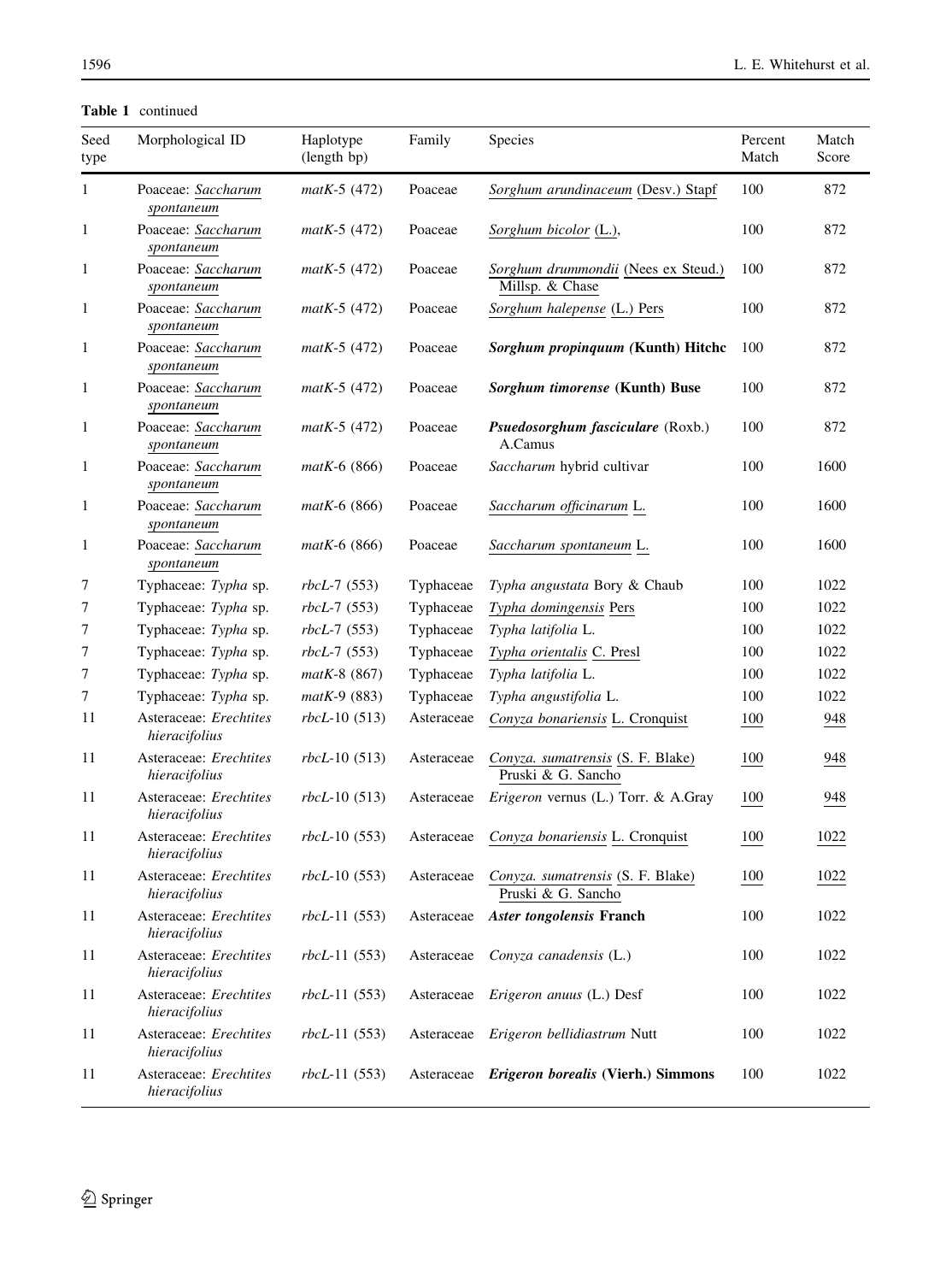**Table 1** continued

| Seed type | Morphological ID | Haplotype (length bp) | Family | Species | Percent Match | Match Score |
|---|---|---|---|---|---|---|
| 1 | Poaceae: *Saccharum spontaneum* | *matK*-5 (472) | Poaceae | *Sorghum arundinaceum* (Desv.) Stapf | 100 | 872 |
| 1 | Poaceae: *Saccharum spontaneum* | *matK*-5 (472) | Poaceae | *Sorghum bicolor* (L.), | 100 | 872 |
| 1 | Poaceae: *Saccharum spontaneum* | *matK*-5 (472) | Poaceae | *Sorghum drummondii* (Nees ex Steud.) Millsp. & Chase | 100 | 872 |
| 1 | Poaceae: *Saccharum spontaneum* | *matK*-5 (472) | Poaceae | *Sorghum halepense* (L.) Pers | 100 | 872 |
| 1 | Poaceae: *Saccharum spontaneum* | *matK*-5 (472) | Poaceae | ***Sorghum propinquum* (Kunth) Hitchc** | 100 | 872 |
| 1 | Poaceae: *Saccharum spontaneum* | *matK*-5 (472) | Poaceae | ***Sorghum timorense* (Kunth) Buse** | 100 | 872 |
| 1 | Poaceae: *Saccharum spontaneum* | *matK*-5 (472) | Poaceae | ***Psuedosorghum fasciculare*** (Roxb.) A.Camus | 100 | 872 |
| 1 | Poaceae: *Saccharum spontaneum* | *matK*-6 (866) | Poaceae | *Saccharum* hybrid cultivar | 100 | 1600 |
| 1 | Poaceae: *Saccharum spontaneum* | *matK*-6 (866) | Poaceae | *Saccharum officinarum* L. | 100 | 1600 |
| 1 | Poaceae: *Saccharum spontaneum* | *matK*-6 (866) | Poaceae | *Saccharum spontaneum* L. | 100 | 1600 |
| 7 | Typhaceae: *Typha* sp. | *rbcL*-7 (553) | Typhaceae | *Typha angustata* Bory & Chaub | 100 | 1022 |
| 7 | Typhaceae: *Typha* sp. | *rbcL*-7 (553) | Typhaceae | *Typha domingensis* Pers | 100 | 1022 |
| 7 | Typhaceae: *Typha* sp. | *rbcL*-7 (553) | Typhaceae | *Typha latifolia* L. | 100 | 1022 |
| 7 | Typhaceae: *Typha* sp. | *rbcL*-7 (553) | Typhaceae | *Typha orientalis* C. Presl | 100 | 1022 |
| 7 | Typhaceae: *Typha* sp. | *matK*-8 (867) | Typhaceae | *Typha latifolia* L. | 100 | 1022 |
| 7 | Typhaceae: *Typha* sp. | *matK*-9 (883) | Typhaceae | *Typha angustifolia* L. | 100 | 1022 |
| 11 | Asteraceae: *Erechtites hieracifolius* | *rbcL*-10 (513) | Asteraceae | *Conyza bonariensis* L. Cronquist | 100 | 948 |
| 11 | Asteraceae: *Erechtites hieracifolius* | *rbcL*-10 (513) | Asteraceae | *Conyza. sumatrensis* (S. F. Blake) Pruski & G. Sancho | 100 | 948 |
| 11 | Asteraceae: *Erechtites hieracifolius* | *rbcL*-10 (513) | Asteraceae | *Erigeron* vernus (L.) Torr. & A.Gray | 100 | 948 |
| 11 | Asteraceae: *Erechtites hieracifolius* | *rbcL*-10 (553) | Asteraceae | *Conyza bonariensis* L. Cronquist | 100 | 1022 |
| 11 | Asteraceae: *Erechtites hieracifolius* | *rbcL*-10 (553) | Asteraceae | *Conyza. sumatrensis* (S. F. Blake) Pruski & G. Sancho | 100 | 1022 |
| 11 | Asteraceae: *Erechtites hieracifolius* | *rbcL*-11 (553) | Asteraceae | ***Aster tongolensis* Franch** | 100 | 1022 |
| 11 | Asteraceae: *Erechtites hieracifolius* | *rbcL*-11 (553) | Asteraceae | *Conyza canadensis* (L.) | 100 | 1022 |
| 11 | Asteraceae: *Erechtites hieracifolius* | *rbcL*-11 (553) | Asteraceae | *Erigeron anuus* (L.) Desf | 100 | 1022 |
| 11 | Asteraceae: *Erechtites hieracifolius* | *rbcL*-11 (553) | Asteraceae | *Erigeron bellidiastrum* Nutt | 100 | 1022 |
| 11 | Asteraceae: *Erechtites hieracifolius* | *rbcL*-11 (553) | Asteraceae | ***Erigeron borealis* (Vierh.) Simmons** | 100 | 1022 |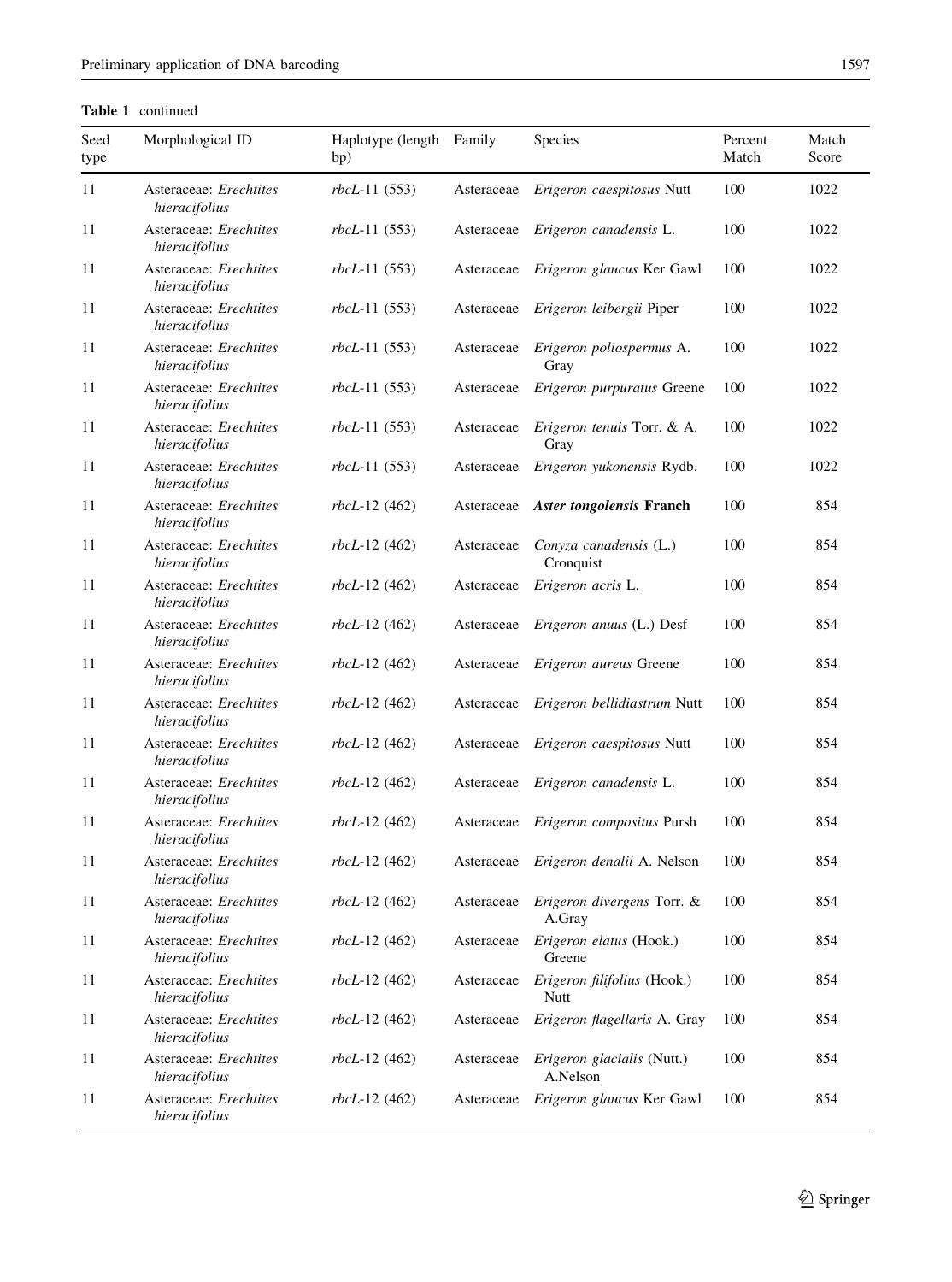**Table 1** continued

| Seed type | Morphological ID | Haplotype (length bp) | Family | Species | Percent Match | Match Score |
|---|---|---|---|---|---|---|
| 11 | Asteraceae: *Erechtites hieracifolius* | *rbcL*-11 (553) | Asteraceae | *Erigeron caespitosus* Nutt | 100 | 1022 |
| 11 | Asteraceae: *Erechtites hieracifolius* | *rbcL*-11 (553) | Asteraceae | *Erigeron canadensis* L. | 100 | 1022 |
| 11 | Asteraceae: *Erechtites hieracifolius* | *rbcL*-11 (553) | Asteraceae | *Erigeron glaucus* Ker Gawl | 100 | 1022 |
| 11 | Asteraceae: *Erechtites hieracifolius* | *rbcL*-11 (553) | Asteraceae | *Erigeron leibergii* Piper | 100 | 1022 |
| 11 | Asteraceae: *Erechtites hieracifolius* | *rbcL*-11 (553) | Asteraceae | *Erigeron poliospermus* A. Gray | 100 | 1022 |
| 11 | Asteraceae: *Erechtites hieracifolius* | *rbcL*-11 (553) | Asteraceae | *Erigeron purpuratus* Greene | 100 | 1022 |
| 11 | Asteraceae: *Erechtites hieracifolius* | *rbcL*-11 (553) | Asteraceae | *Erigeron tenuis* Torr. & A. Gray | 100 | 1022 |
| 11 | Asteraceae: *Erechtites hieracifolius* | *rbcL*-11 (553) | Asteraceae | *Erigeron yukonensis* Rydb. | 100 | 1022 |
| 11 | Asteraceae: *Erechtites hieracifolius* | *rbcL*-12 (462) | Asteraceae | ***Aster tongolensis* Franch** | 100 | 854 |
| 11 | Asteraceae: *Erechtites hieracifolius* | *rbcL*-12 (462) | Asteraceae | *Conyza canadensis* (L.) Cronquist | 100 | 854 |
| 11 | Asteraceae: *Erechtites hieracifolius* | *rbcL*-12 (462) | Asteraceae | *Erigeron acris* L. | 100 | 854 |
| 11 | Asteraceae: *Erechtites hieracifolius* | *rbcL*-12 (462) | Asteraceae | *Erigeron anuus* (L.) Desf | 100 | 854 |
| 11 | Asteraceae: *Erechtites hieracifolius* | *rbcL*-12 (462) | Asteraceae | *Erigeron aureus* Greene | 100 | 854 |
| 11 | Asteraceae: *Erechtites hieracifolius* | *rbcL*-12 (462) | Asteraceae | *Erigeron bellidiastrum* Nutt | 100 | 854 |
| 11 | Asteraceae: *Erechtites hieracifolius* | *rbcL*-12 (462) | Asteraceae | *Erigeron caespitosus* Nutt | 100 | 854 |
| 11 | Asteraceae: *Erechtites hieracifolius* | *rbcL*-12 (462) | Asteraceae | *Erigeron canadensis* L. | 100 | 854 |
| 11 | Asteraceae: *Erechtites hieracifolius* | *rbcL*-12 (462) | Asteraceae | *Erigeron compositus* Pursh | 100 | 854 |
| 11 | Asteraceae: *Erechtites hieracifolius* | *rbcL*-12 (462) | Asteraceae | *Erigeron denalii* A. Nelson | 100 | 854 |
| 11 | Asteraceae: *Erechtites hieracifolius* | *rbcL*-12 (462) | Asteraceae | *Erigeron divergens* Torr. & A.Gray | 100 | 854 |
| 11 | Asteraceae: *Erechtites hieracifolius* | *rbcL*-12 (462) | Asteraceae | *Erigeron elatus* (Hook.) Greene | 100 | 854 |
| 11 | Asteraceae: *Erechtites hieracifolius* | *rbcL*-12 (462) | Asteraceae | *Erigeron filifolius* (Hook.) Nutt | 100 | 854 |
| 11 | Asteraceae: *Erechtites hieracifolius* | *rbcL*-12 (462) | Asteraceae | *Erigeron flagellaris* A. Gray | 100 | 854 |
| 11 | Asteraceae: *Erechtites hieracifolius* | *rbcL*-12 (462) | Asteraceae | *Erigeron glacialis* (Nutt.) A.Nelson | 100 | 854 |
| 11 | Asteraceae: *Erechtites hieracifolius* | *rbcL*-12 (462) | Asteraceae | *Erigeron glaucus* Ker Gawl | 100 | 854 |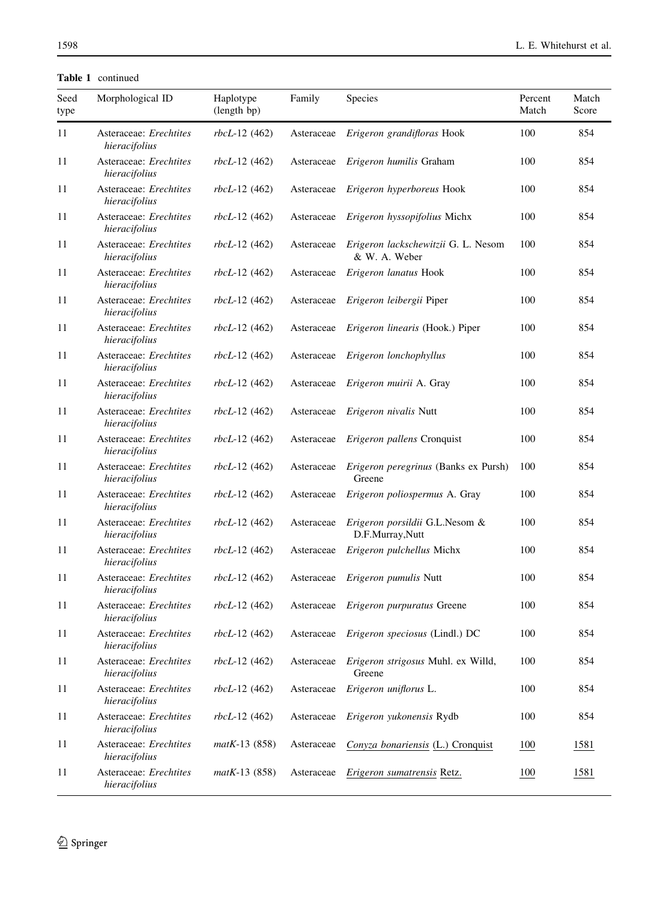**Table 1** continued

| Seed type | Morphological ID | Haplotype (length bp) | Family | Species | Percent Match | Match Score |
|---|---|---|---|---|---|---|
| 11 | Asteraceae: *Erechtites hieracifolius* | *rbcL*-12 (462) | Asteraceae | *Erigeron grandifloras* Hook | 100 | 854 |
| 11 | Asteraceae: *Erechtites hieracifolius* | *rbcL*-12 (462) | Asteraceae | *Erigeron humilis* Graham | 100 | 854 |
| 11 | Asteraceae: *Erechtites hieracifolius* | *rbcL*-12 (462) | Asteraceae | *Erigeron hyperboreus* Hook | 100 | 854 |
| 11 | Asteraceae: *Erechtites hieracifolius* | *rbcL*-12 (462) | Asteraceae | *Erigeron hyssopifolius* Michx | 100 | 854 |
| 11 | Asteraceae: *Erechtites hieracifolius* | *rbcL*-12 (462) | Asteraceae | *Erigeron lackschewitzii* G. L. Nesom & W. A. Weber | 100 | 854 |
| 11 | Asteraceae: *Erechtites hieracifolius* | *rbcL*-12 (462) | Asteraceae | *Erigeron lanatus* Hook | 100 | 854 |
| 11 | Asteraceae: *Erechtites hieracifolius* | *rbcL*-12 (462) | Asteraceae | *Erigeron leibergii* Piper | 100 | 854 |
| 11 | Asteraceae: *Erechtites hieracifolius* | *rbcL*-12 (462) | Asteraceae | *Erigeron linearis* (Hook.) Piper | 100 | 854 |
| 11 | Asteraceae: *Erechtites hieracifolius* | *rbcL*-12 (462) | Asteraceae | *Erigeron lonchophyllus* | 100 | 854 |
| 11 | Asteraceae: *Erechtites hieracifolius* | *rbcL*-12 (462) | Asteraceae | *Erigeron muirii* A. Gray | 100 | 854 |
| 11 | Asteraceae: *Erechtites hieracifolius* | *rbcL*-12 (462) | Asteraceae | *Erigeron nivalis* Nutt | 100 | 854 |
| 11 | Asteraceae: *Erechtites hieracifolius* | *rbcL*-12 (462) | Asteraceae | *Erigeron pallens* Cronquist | 100 | 854 |
| 11 | Asteraceae: *Erechtites hieracifolius* | *rbcL*-12 (462) | Asteraceae | *Erigeron peregrinus* (Banks ex Pursh) Greene | 100 | 854 |
| 11 | Asteraceae: *Erechtites hieracifolius* | *rbcL*-12 (462) | Asteraceae | *Erigeron poliospermus* A. Gray | 100 | 854 |
| 11 | Asteraceae: *Erechtites hieracifolius* | *rbcL*-12 (462) | Asteraceae | *Erigeron porsildii* G.L.Nesom & D.F.Murray,Nutt | 100 | 854 |
| 11 | Asteraceae: *Erechtites hieracifolius* | *rbcL*-12 (462) | Asteraceae | *Erigeron pulchellus* Michx | 100 | 854 |
| 11 | Asteraceae: *Erechtites hieracifolius* | *rbcL*-12 (462) | Asteraceae | *Erigeron pumulis* Nutt | 100 | 854 |
| 11 | Asteraceae: *Erechtites hieracifolius* | *rbcL*-12 (462) | Asteraceae | *Erigeron purpuratus* Greene | 100 | 854 |
| 11 | Asteraceae: *Erechtites hieracifolius* | *rbcL*-12 (462) | Asteraceae | *Erigeron speciosus* (Lindl.) DC | 100 | 854 |
| 11 | Asteraceae: *Erechtites hieracifolius* | *rbcL*-12 (462) | Asteraceae | *Erigeron strigosus* Muhl. ex Willd, Greene | 100 | 854 |
| 11 | Asteraceae: *Erechtites hieracifolius* | *rbcL*-12 (462) | Asteraceae | *Erigeron uniflorus* L. | 100 | 854 |
| 11 | Asteraceae: *Erechtites hieracifolius* | *rbcL*-12 (462) | Asteraceae | *Erigeron yukonensis* Rydb | 100 | 854 |
| 11 | Asteraceae: *Erechtites hieracifolius* | *matK*-13 (858) | Asteraceae | <u>*Conyza bonariensis* (L.) Cronquist</u> | <u>100</u> | <u>1581</u> |
| 11 | Asteraceae: *Erechtites hieracifolius* | *matK*-13 (858) | Asteraceae | <u>*Erigeron sumatrensis* Retz.</u> | <u>100</u> | <u>1581</u> |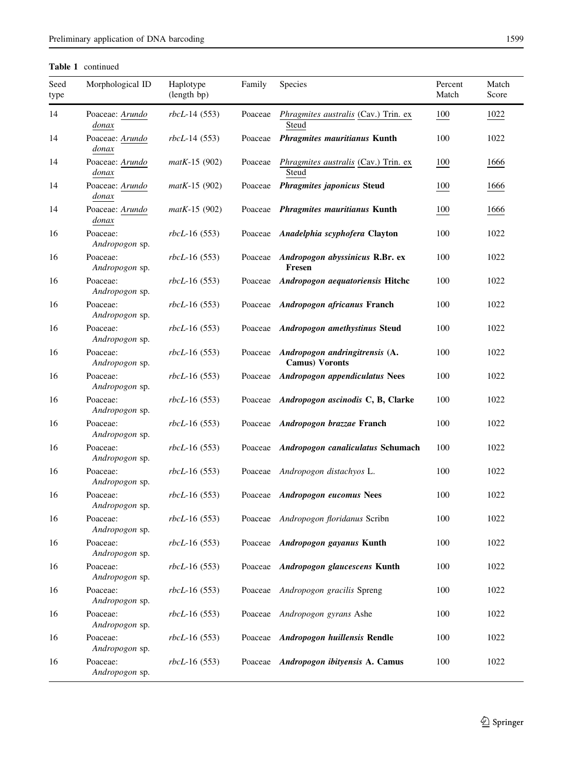**Table 1** continued

| Seed type | Morphological ID | Haplotype (length bp) | Family | Species | Percent Match | Match Score |
|---|---|---|---|---|---|---|
| 14 | Poaceae: <u>*Arundo donax*</u> | *rbcL*-14 (553) | Poaceae | <u>*Phragmites australis* (Cav.) Trin. ex Steud</u> | <u>100</u> | <u>1022</u> |
| 14 | Poaceae: <u>*Arundo donax*</u> | *rbcL*-14 (553) | Poaceae | ***Phragmites mauritianus* Kunth** | 100 | 1022 |
| 14 | Poaceae: <u>*Arundo donax*</u> | *matK*-15 (902) | Poaceae | <u>*Phragmites australis* (Cav.) Trin. ex Steud</u> | <u>100</u> | <u>1666</u> |
| 14 | Poaceae: <u>*Arundo donax*</u> | *matK*-15 (902) | Poaceae | ***Phragmites japonicus* Steud** | <u>100</u> | <u>1666</u> |
| 14 | Poaceae: <u>*Arundo donax*</u> | *matK*-15 (902) | Poaceae | ***Phragmites mauritianus* Kunth** | <u>100</u> | <u>1666</u> |
| 16 | Poaceae: *Andropogon* sp. | *rbcL*-16 (553) | Poaceae | ***Anadelphia scyphofera* Clayton** | 100 | 1022 |
| 16 | Poaceae: *Andropogon* sp. | *rbcL*-16 (553) | Poaceae | ***Andropogon abyssinicus* R.Br. ex Fresen** | 100 | 1022 |
| 16 | Poaceae: *Andropogon* sp. | *rbcL*-16 (553) | Poaceae | ***Andropogon aequatoriensis* Hitchc** | 100 | 1022 |
| 16 | Poaceae: *Andropogon* sp. | *rbcL*-16 (553) | Poaceae | ***Andropogon africanus* Franch** | 100 | 1022 |
| 16 | Poaceae: *Andropogon* sp. | *rbcL*-16 (553) | Poaceae | ***Andropogon amethystinus* Steud** | 100 | 1022 |
| 16 | Poaceae: *Andropogon* sp. | *rbcL*-16 (553) | Poaceae | ***Andropogon andringitrensis* (A. Camus) Voronts** | 100 | 1022 |
| 16 | Poaceae: *Andropogon* sp. | *rbcL*-16 (553) | Poaceae | ***Andropogon appendiculatus* Nees** | 100 | 1022 |
| 16 | Poaceae: *Andropogon* sp. | *rbcL*-16 (553) | Poaceae | ***Andropogon ascinodis* C, B, Clarke** | 100 | 1022 |
| 16 | Poaceae: *Andropogon* sp. | *rbcL*-16 (553) | Poaceae | ***Andropogon brazzae* Franch** | 100 | 1022 |
| 16 | Poaceae: *Andropogon* sp. | *rbcL*-16 (553) | Poaceae | ***Andropogon canaliculatus* Schumach** | 100 | 1022 |
| 16 | Poaceae: *Andropogon* sp. | *rbcL*-16 (553) | Poaceae | *Andropogon distachyos* L. | 100 | 1022 |
| 16 | Poaceae: *Andropogon* sp. | *rbcL*-16 (553) | Poaceae | ***Andropogon eucomus* Nees** | 100 | 1022 |
| 16 | Poaceae: *Andropogon* sp. | *rbcL*-16 (553) | Poaceae | *Andropogon floridanus* Scribn | 100 | 1022 |
| 16 | Poaceae: *Andropogon* sp. | *rbcL*-16 (553) | Poaceae | ***Andropogon gayanus* Kunth** | 100 | 1022 |
| 16 | Poaceae: *Andropogon* sp. | *rbcL*-16 (553) | Poaceae | ***Andropogon glaucescens* Kunth** | 100 | 1022 |
| 16 | Poaceae: *Andropogon* sp. | *rbcL*-16 (553) | Poaceae | *Andropogon gracilis* Spreng | 100 | 1022 |
| 16 | Poaceae: *Andropogon* sp. | *rbcL*-16 (553) | Poaceae | *Andropogon gyrans* Ashe | 100 | 1022 |
| 16 | Poaceae: *Andropogon* sp. | *rbcL*-16 (553) | Poaceae | ***Andropogon huillensis* Rendle** | 100 | 1022 |
| 16 | Poaceae: *Andropogon* sp. | *rbcL*-16 (553) | Poaceae | ***Andropogon ibityensis* A. Camus** | 100 | 1022 |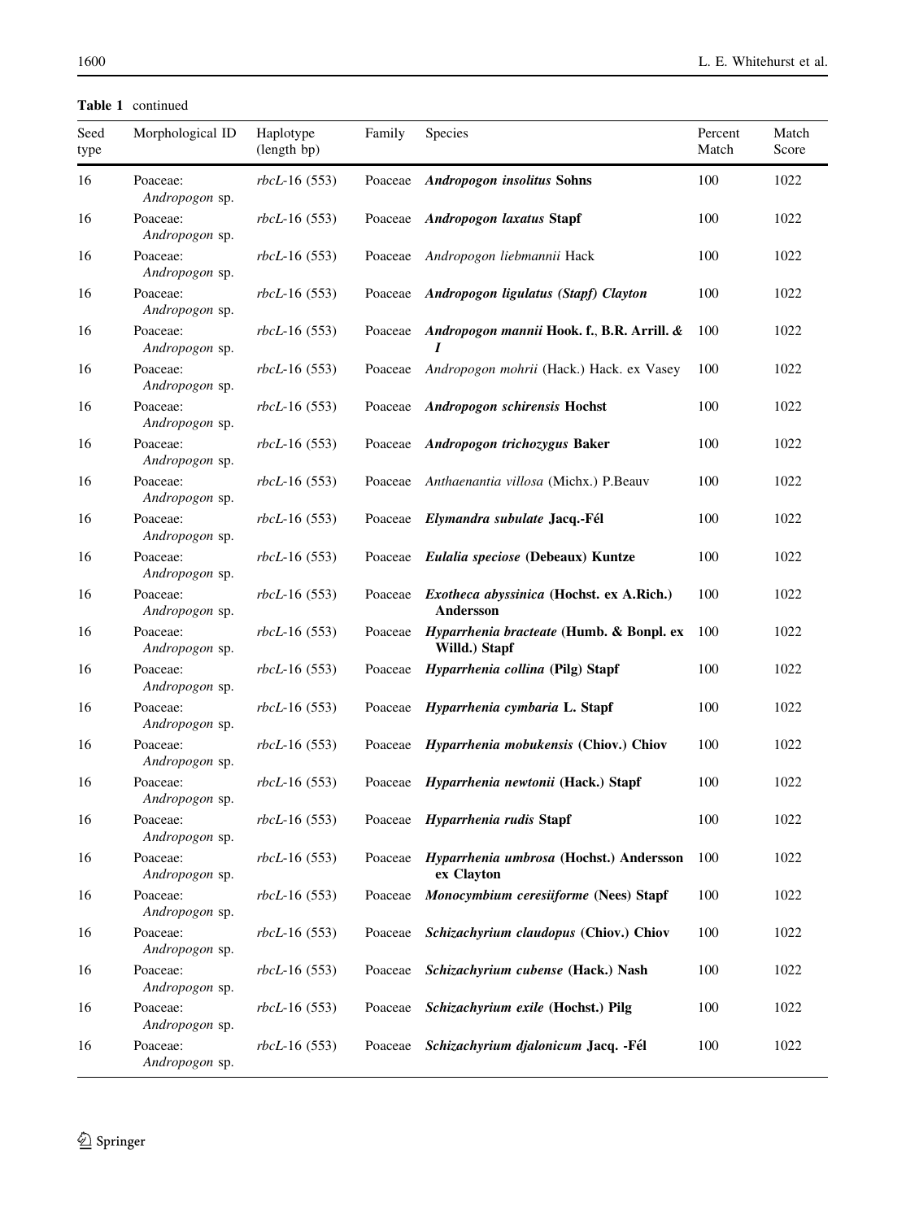**Table 1** continued

| Seed type | Morphological ID | Haplotype (length bp) | Family | Species | Percent Match | Match Score |
|---|---|---|---|---|---|---|
| 16 | Poaceae: *Andropogon* sp. | *rbcL*-16 (553) | Poaceae | ***Andropogon insolitus* Sohns** | 100 | 1022 |
| 16 | Poaceae: *Andropogon* sp. | *rbcL*-16 (553) | Poaceae | ***Andropogon laxatus* Stapf** | 100 | 1022 |
| 16 | Poaceae: *Andropogon* sp. | *rbcL*-16 (553) | Poaceae | *Andropogon liebmannii* Hack | 100 | 1022 |
| 16 | Poaceae: *Andropogon* sp. | *rbcL*-16 (553) | Poaceae | ***Andropogon ligulatus (Stapf) Clayton*** | 100 | 1022 |
| 16 | Poaceae: *Andropogon* sp. | *rbcL*-16 (553) | Poaceae | ***Andropogon mannii* Hook. f., B.R. Arrill. & *I*** | 100 | 1022 |
| 16 | Poaceae: *Andropogon* sp. | *rbcL*-16 (553) | Poaceae | *Andropogon mohrii* (Hack.) Hack. ex Vasey | 100 | 1022 |
| 16 | Poaceae: *Andropogon* sp. | *rbcL*-16 (553) | Poaceae | ***Andropogon schirensis* Hochst** | 100 | 1022 |
| 16 | Poaceae: *Andropogon* sp. | *rbcL*-16 (553) | Poaceae | ***Andropogon trichozygus* Baker** | 100 | 1022 |
| 16 | Poaceae: *Andropogon* sp. | *rbcL*-16 (553) | Poaceae | *Anthaenantia villosa* (Michx.) P.Beauv | 100 | 1022 |
| 16 | Poaceae: *Andropogon* sp. | *rbcL*-16 (553) | Poaceae | ***Elymandra subulate* Jacq.-Fél** | 100 | 1022 |
| 16 | Poaceae: *Andropogon* sp. | *rbcL*-16 (553) | Poaceae | ***Eulalia speciose* (Debeaux) Kuntze** | 100 | 1022 |
| 16 | Poaceae: *Andropogon* sp. | *rbcL*-16 (553) | Poaceae | ***Exotheca abyssinica* (Hochst. ex A.Rich.) Andersson** | 100 | 1022 |
| 16 | Poaceae: *Andropogon* sp. | *rbcL*-16 (553) | Poaceae | ***Hyparrhenia bracteate* (Humb. & Bonpl. ex Willd.) Stapf** | 100 | 1022 |
| 16 | Poaceae: *Andropogon* sp. | *rbcL*-16 (553) | Poaceae | ***Hyparrhenia collina* (Pilg) Stapf** | 100 | 1022 |
| 16 | Poaceae: *Andropogon* sp. | *rbcL*-16 (553) | Poaceae | ***Hyparrhenia cymbaria* L. Stapf** | 100 | 1022 |
| 16 | Poaceae: *Andropogon* sp. | *rbcL*-16 (553) | Poaceae | ***Hyparrhenia mobukensis* (Chiov.) Chiov** | 100 | 1022 |
| 16 | Poaceae: *Andropogon* sp. | *rbcL*-16 (553) | Poaceae | ***Hyparrhenia newtonii* (Hack.) Stapf** | 100 | 1022 |
| 16 | Poaceae: *Andropogon* sp. | *rbcL*-16 (553) | Poaceae | ***Hyparrhenia rudis* Stapf** | 100 | 1022 |
| 16 | Poaceae: *Andropogon* sp. | *rbcL*-16 (553) | Poaceae | ***Hyparrhenia umbrosa* (Hochst.) Andersson ex Clayton** | 100 | 1022 |
| 16 | Poaceae: *Andropogon* sp. | *rbcL*-16 (553) | Poaceae | ***Monocymbium ceresiiforme* (Nees) Stapf** | 100 | 1022 |
| 16 | Poaceae: *Andropogon* sp. | *rbcL*-16 (553) | Poaceae | ***Schizachyrium claudopus* (Chiov.) Chiov** | 100 | 1022 |
| 16 | Poaceae: *Andropogon* sp. | *rbcL*-16 (553) | Poaceae | ***Schizachyrium cubense* (Hack.) Nash** | 100 | 1022 |
| 16 | Poaceae: *Andropogon* sp. | *rbcL*-16 (553) | Poaceae | ***Schizachyrium exile* (Hochst.) Pilg** | 100 | 1022 |
| 16 | Poaceae: *Andropogon* sp. | *rbcL*-16 (553) | Poaceae | ***Schizachyrium djalonicum* Jacq. -Fél** | 100 | 1022 |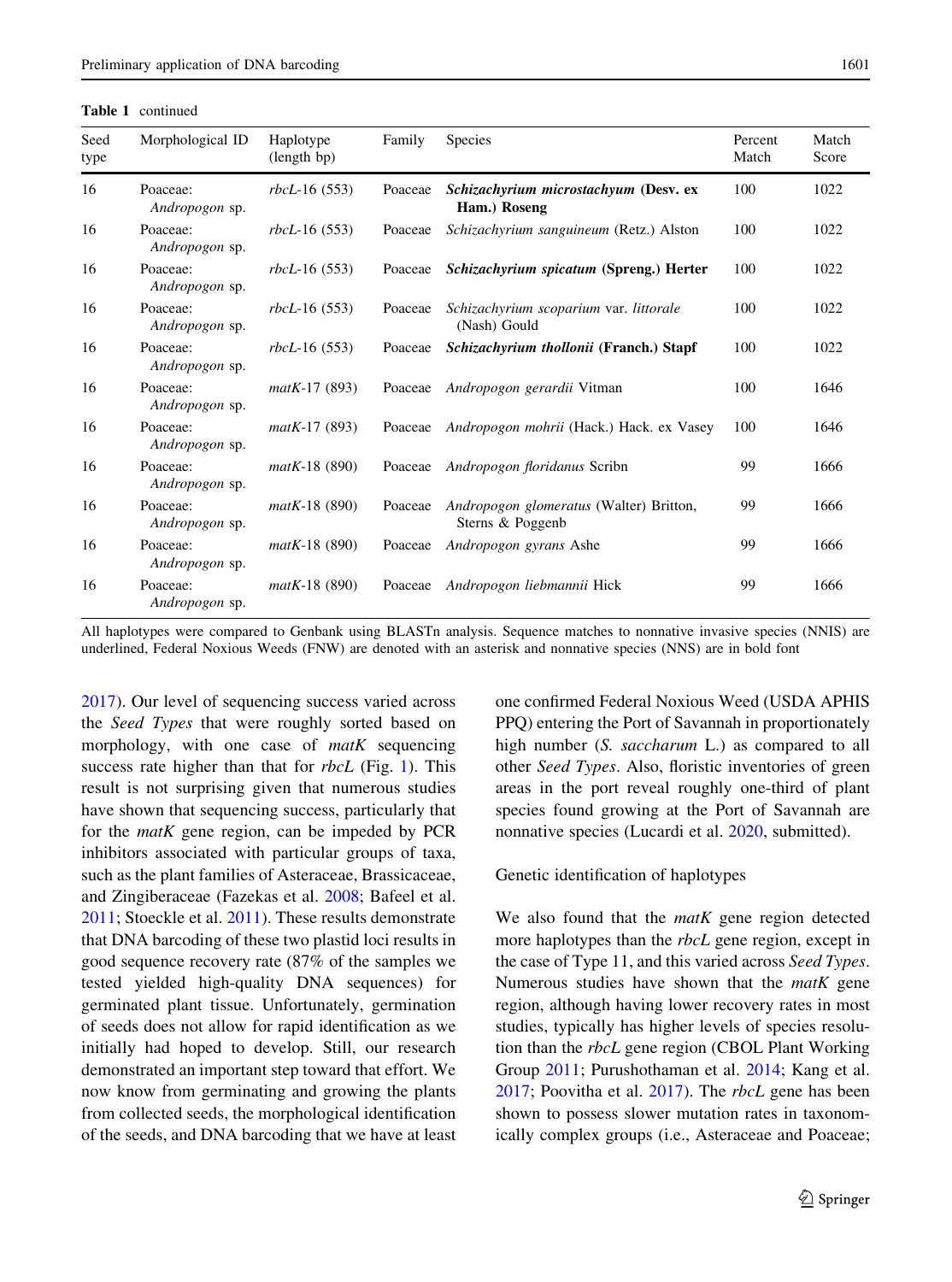**Table 1** continued

| Seed type | Morphological ID | Haplotype (length bp) | Family | Species | Percent Match | Match Score |
|---|---|---|---|---|---|---|
| 16 | Poaceae: *Andropogon* sp. | *rbcL*-16 (553) | Poaceae | ***Schizachyrium microstachyum* (Desv. ex Ham.) Roseng** | 100 | 1022 |
| 16 | Poaceae: *Andropogon* sp. | *rbcL*-16 (553) | Poaceae | *Schizachyrium sanguineum* (Retz.) Alston | 100 | 1022 |
| 16 | Poaceae: *Andropogon* sp. | *rbcL*-16 (553) | Poaceae | ***Schizachyrium spicatum* (Spreng.) Herter** | 100 | 1022 |
| 16 | Poaceae: *Andropogon* sp. | *rbcL*-16 (553) | Poaceae | *Schizachyrium scoparium* var. *littorale* (Nash) Gould | 100 | 1022 |
| 16 | Poaceae: *Andropogon* sp. | *rbcL*-16 (553) | Poaceae | ***Schizachyrium thollonii* (Franch.) Stapf** | 100 | 1022 |
| 16 | Poaceae: *Andropogon* sp. | *matK*-17 (893) | Poaceae | *Andropogon gerardii* Vitman | 100 | 1646 |
| 16 | Poaceae: *Andropogon* sp. | *matK*-17 (893) | Poaceae | *Andropogon mohrii* (Hack.) Hack. ex Vasey | 100 | 1646 |
| 16 | Poaceae: *Andropogon* sp. | *matK*-18 (890) | Poaceae | *Andropogon floridanus* Scribn | 99 | 1666 |
| 16 | Poaceae: *Andropogon* sp. | *matK*-18 (890) | Poaceae | *Andropogon glomeratus* (Walter) Britton, Sterns & Poggenb | 99 | 1666 |
| 16 | Poaceae: *Andropogon* sp. | *matK*-18 (890) | Poaceae | *Andropogon gyrans* Ashe | 99 | 1666 |
| 16 | Poaceae: *Andropogon* sp. | *matK*-18 (890) | Poaceae | *Andropogon liebmannii* Hick | 99 | 1666 |

All haplotypes were compared to Genbank using BLASTn analysis. Sequence matches to nonnative invasive species (NNIS) are underlined, Federal Noxious Weeds (FNW) are denoted with an asterisk and nonnative species (NNS) are in bold font

2017). Our level of sequencing success varied across the *Seed Types* that were roughly sorted based on morphology, with one case of *matK* sequencing success rate higher than that for *rbcL* (Fig. 1). This result is not surprising given that numerous studies have shown that sequencing success, particularly that for the *matK* gene region, can be impeded by PCR inhibitors associated with particular groups of taxa, such as the plant families of Asteraceae, Brassicaceae, and Zingiberaceae (Fazekas et al. 2008; Bafeel et al. 2011; Stoeckle et al. 2011). These results demonstrate that DNA barcoding of these two plastid loci results in good sequence recovery rate (87% of the samples we tested yielded high-quality DNA sequences) for germinated plant tissue. Unfortunately, germination of seeds does not allow for rapid identification as we initially had hoped to develop. Still, our research demonstrated an important step toward that effort. We now know from germinating and growing the plants from collected seeds, the morphological identification of the seeds, and DNA barcoding that we have at least one confirmed Federal Noxious Weed (USDA APHIS PPQ) entering the Port of Savannah in proportionately high number (*S. saccharum* L.) as compared to all other *Seed Types*. Also, floristic inventories of green areas in the port reveal roughly one-third of plant species found growing at the Port of Savannah are nonnative species (Lucardi et al. 2020, submitted).

## Genetic identification of haplotypes

We also found that the *matK* gene region detected more haplotypes than the *rbcL* gene region, except in the case of Type 11, and this varied across *Seed Types*. Numerous studies have shown that the *matK* gene region, although having lower recovery rates in most studies, typically has higher levels of species resolution than the *rbcL* gene region (CBOL Plant Working Group 2011; Purushothaman et al. 2014; Kang et al. 2017; Poovitha et al. 2017). The *rbcL* gene has been shown to possess slower mutation rates in taxonomically complex groups (i.e., Asteraceae and Poaceae;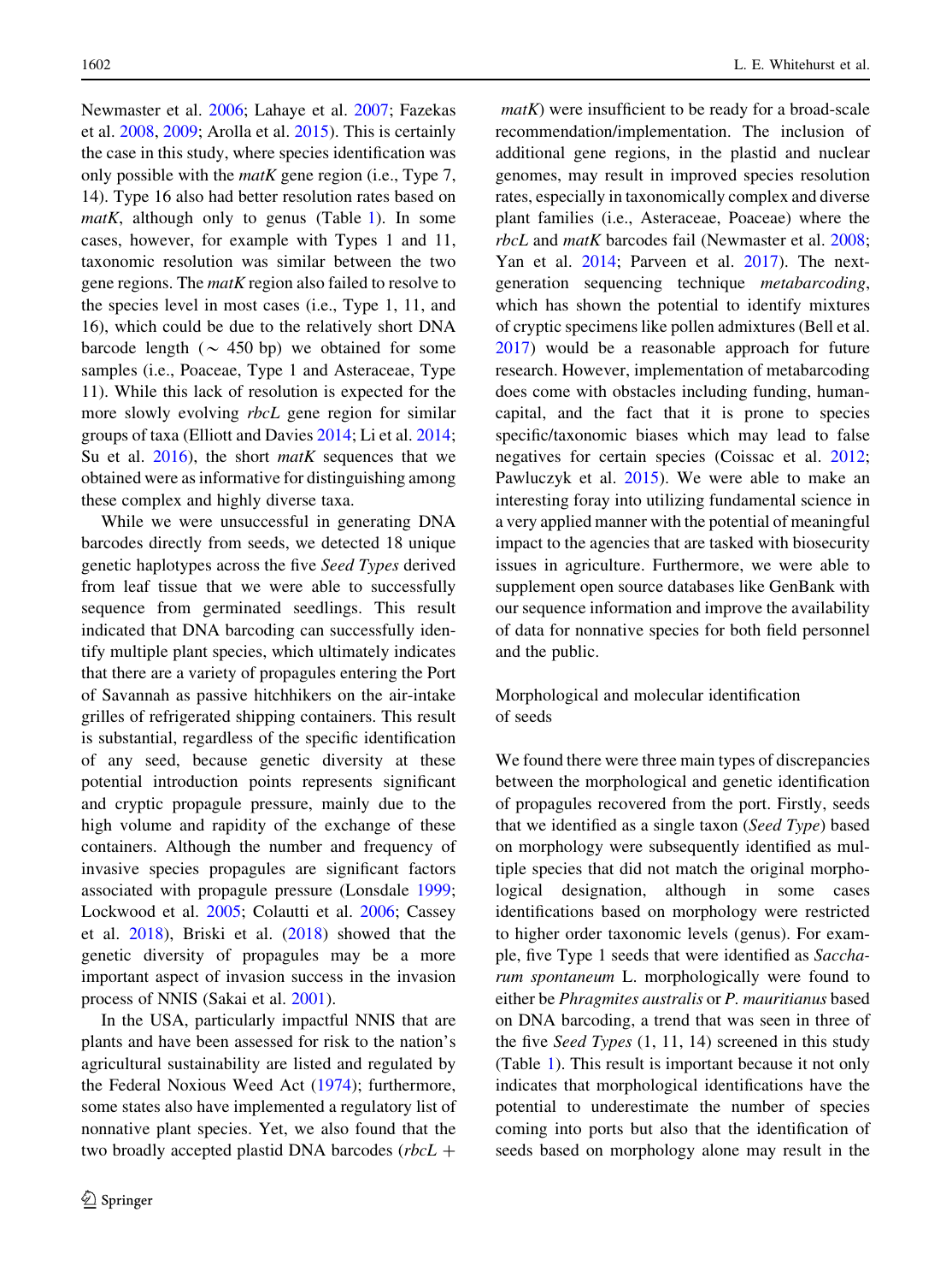Newmaster et al. 2006; Lahaye et al. 2007; Fazekas et al. 2008, 2009; Arolla et al. 2015). This is certainly the case in this study, where species identification was only possible with the *matK* gene region (i.e., Type 7, 14). Type 16 also had better resolution rates based on *matK*, although only to genus (Table 1). In some cases, however, for example with Types 1 and 11, taxonomic resolution was similar between the two gene regions. The *matK* region also failed to resolve to the species level in most cases (i.e., Type 1, 11, and 16), which could be due to the relatively short DNA barcode length ($\sim$ 450 bp) we obtained for some samples (i.e., Poaceae, Type 1 and Asteraceae, Type 11). While this lack of resolution is expected for the more slowly evolving *rbcL* gene region for similar groups of taxa (Elliott and Davies 2014; Li et al. 2014; Su et al. 2016), the short *matK* sequences that we obtained were as informative for distinguishing among these complex and highly diverse taxa.

While we were unsuccessful in generating DNA barcodes directly from seeds, we detected 18 unique genetic haplotypes across the five *Seed Types* derived from leaf tissue that we were able to successfully sequence from germinated seedlings. This result indicated that DNA barcoding can successfully identify multiple plant species, which ultimately indicates that there are a variety of propagules entering the Port of Savannah as passive hitchhikers on the air-intake grilles of refrigerated shipping containers. This result is substantial, regardless of the specific identification of any seed, because genetic diversity at these potential introduction points represents significant and cryptic propagule pressure, mainly due to the high volume and rapidity of the exchange of these containers. Although the number and frequency of invasive species propagules are significant factors associated with propagule pressure (Lonsdale 1999; Lockwood et al. 2005; Colautti et al. 2006; Cassey et al. 2018), Briski et al. (2018) showed that the genetic diversity of propagules may be a more important aspect of invasion success in the invasion process of NNIS (Sakai et al. 2001).

In the USA, particularly impactful NNIS that are plants and have been assessed for risk to the nation's agricultural sustainability are listed and regulated by the Federal Noxious Weed Act (1974); furthermore, some states also have implemented a regulatory list of nonnative plant species. Yet, we also found that the two broadly accepted plastid DNA barcodes (*rbcL* + *matK*) were insufficient to be ready for a broad-scale recommendation/implementation. The inclusion of additional gene regions, in the plastid and nuclear genomes, may result in improved species resolution rates, especially in taxonomically complex and diverse plant families (i.e., Asteraceae, Poaceae) where the *rbcL* and *matK* barcodes fail (Newmaster et al. 2008; Yan et al. 2014; Parveen et al. 2017). The next-generation sequencing technique *metabarcoding*, which has shown the potential to identify mixtures of cryptic specimens like pollen admixtures (Bell et al. 2017) would be a reasonable approach for future research. However, implementation of metabarcoding does come with obstacles including funding, human-capital, and the fact that it is prone to species specific/taxonomic biases which may lead to false negatives for certain species (Coissac et al. 2012; Pawluczyk et al. 2015). We were able to make an interesting foray into utilizing fundamental science in a very applied manner with the potential of meaningful impact to the agencies that are tasked with biosecurity issues in agriculture. Furthermore, we were able to supplement open source databases like GenBank with our sequence information and improve the availability of data for nonnative species for both field personnel and the public.

### Morphological and molecular identification of seeds

We found there were three main types of discrepancies between the morphological and genetic identification of propagules recovered from the port. Firstly, seeds that we identified as a single taxon (*Seed Type*) based on morphology were subsequently identified as multiple species that did not match the original morphological designation, although in some cases identifications based on morphology were restricted to higher order taxonomic levels (genus). For example, five Type 1 seeds that were identified as *Saccharum spontaneum* L. morphologically were found to either be *Phragmites australis* or *P. mauritianus* based on DNA barcoding, a trend that was seen in three of the five *Seed Types* (1, 11, 14) screened in this study (Table 1). This result is important because it not only indicates that morphological identifications have the potential to underestimate the number of species coming into ports but also that the identification of seeds based on morphology alone may result in the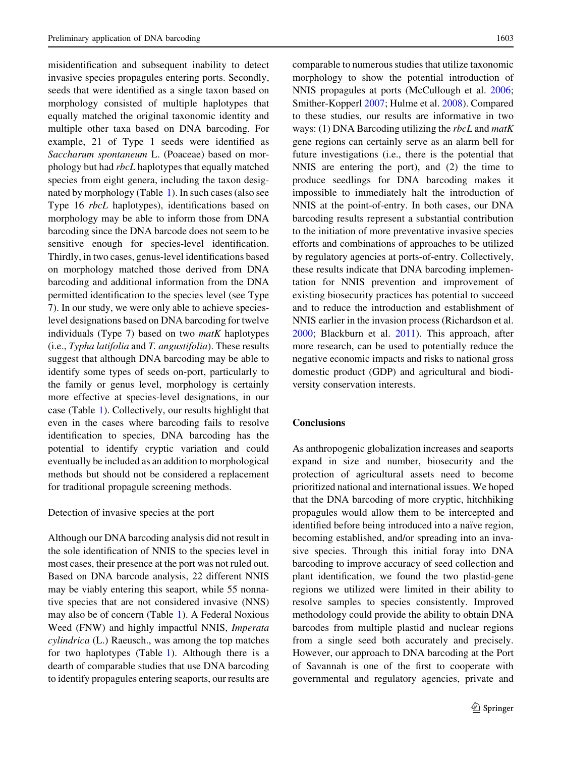misidentification and subsequent inability to detect invasive species propagules entering ports. Secondly, seeds that were identified as a single taxon based on morphology consisted of multiple haplotypes that equally matched the original taxonomic identity and multiple other taxa based on DNA barcoding. For example, 21 of Type 1 seeds were identified as *Saccharum spontaneum* L. (Poaceae) based on morphology but had *rbcL* haplotypes that equally matched species from eight genera, including the taxon designated by morphology (Table 1). In such cases (also see Type 16 *rbcL* haplotypes), identifications based on morphology may be able to inform those from DNA barcoding since the DNA barcode does not seem to be sensitive enough for species-level identification. Thirdly, in two cases, genus-level identifications based on morphology matched those derived from DNA barcoding and additional information from the DNA permitted identification to the species level (see Type 7). In our study, we were only able to achieve species-level designations based on DNA barcoding for twelve individuals (Type 7) based on two *matK* haplotypes (i.e., *Typha latifolia* and *T. angustifolia*). These results suggest that although DNA barcoding may be able to identify some types of seeds on-port, particularly to the family or genus level, morphology is certainly more effective at species-level designations, in our case (Table 1). Collectively, our results highlight that even in the cases where barcoding fails to resolve identification to species, DNA barcoding has the potential to identify cryptic variation and could eventually be included as an addition to morphological methods but should not be considered a replacement for traditional propagule screening methods.

### Detection of invasive species at the port

Although our DNA barcoding analysis did not result in the sole identification of NNIS to the species level in most cases, their presence at the port was not ruled out. Based on DNA barcode analysis, 22 different NNIS may be viably entering this seaport, while 55 nonnative species that are not considered invasive (NNS) may also be of concern (Table 1). A Federal Noxious Weed (FNW) and highly impactful NNIS, *Imperata cylindrica* (L.) Raeusch., was among the top matches for two haplotypes (Table 1). Although there is a dearth of comparable studies that use DNA barcoding to identify propagules entering seaports, our results are comparable to numerous studies that utilize taxonomic morphology to show the potential introduction of NNIS propagules at ports (McCullough et al. 2006; Smither-Kopperl 2007; Hulme et al. 2008). Compared to these studies, our results are informative in two ways: (1) DNA Barcoding utilizing the *rbcL* and *matK* gene regions can certainly serve as an alarm bell for future investigations (i.e., there is the potential that NNIS are entering the port), and (2) the time to produce seedlings for DNA barcoding makes it impossible to immediately halt the introduction of NNIS at the point-of-entry. In both cases, our DNA barcoding results represent a substantial contribution to the initiation of more preventative invasive species efforts and combinations of approaches to be utilized by regulatory agencies at ports-of-entry. Collectively, these results indicate that DNA barcoding implementation for NNIS prevention and improvement of existing biosecurity practices has potential to succeed and to reduce the introduction and establishment of NNIS earlier in the invasion process (Richardson et al. 2000; Blackburn et al. 2011). This approach, after more research, can be used to potentially reduce the negative economic impacts and risks to national gross domestic product (GDP) and agricultural and biodiversity conservation interests.

## Conclusions

As anthropogenic globalization increases and seaports expand in size and number, biosecurity and the protection of agricultural assets need to become prioritized national and international issues. We hoped that the DNA barcoding of more cryptic, hitchhiking propagules would allow them to be intercepted and identified before being introduced into a naïve region, becoming established, and/or spreading into an invasive species. Through this initial foray into DNA barcoding to improve accuracy of seed collection and plant identification, we found the two plastid-gene regions we utilized were limited in their ability to resolve samples to species consistently. Improved methodology could provide the ability to obtain DNA barcodes from multiple plastid and nuclear regions from a single seed both accurately and precisely. However, our approach to DNA barcoding at the Port of Savannah is one of the first to cooperate with governmental and regulatory agencies, private and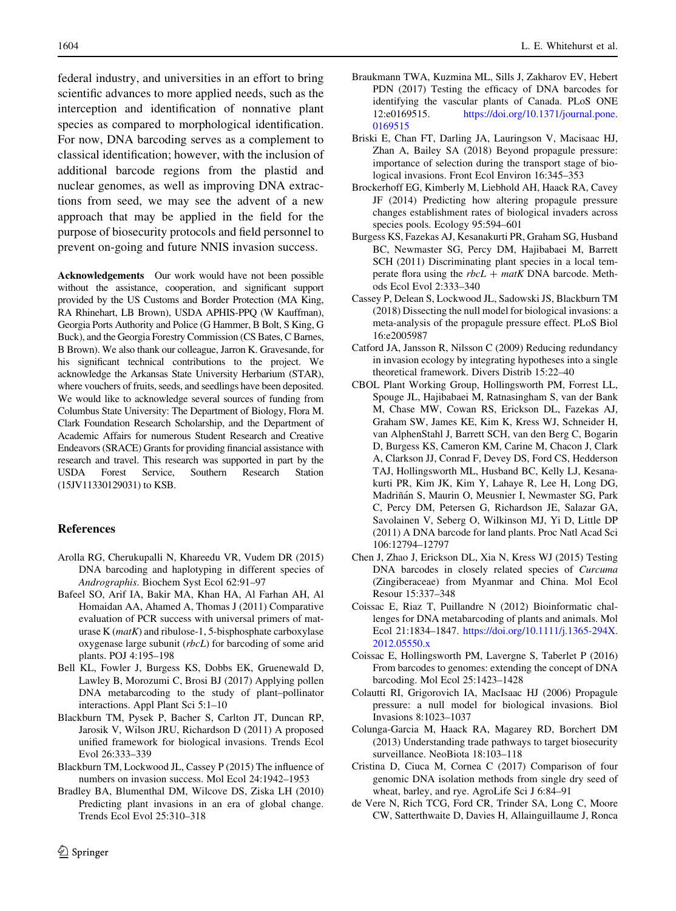federal industry, and universities in an effort to bring scientific advances to more applied needs, such as the interception and identification of nonnative plant species as compared to morphological identification. For now, DNA barcoding serves as a complement to classical identification; however, with the inclusion of additional barcode regions from the plastid and nuclear genomes, as well as improving DNA extractions from seed, we may see the advent of a new approach that may be applied in the field for the purpose of biosecurity protocols and field personnel to prevent on-going and future NNIS invasion success.

**Acknowledgements** Our work would have not been possible without the assistance, cooperation, and significant support provided by the US Customs and Border Protection (MA King, RA Rhinehart, LB Brown), USDA APHIS-PPQ (W Kauffman), Georgia Ports Authority and Police (G Hammer, B Bolt, S King, G Buck), and the Georgia Forestry Commission (CS Bates, C Barnes, B Brown). We also thank our colleague, Jarron K. Gravesande, for his significant technical contributions to the project. We acknowledge the Arkansas State University Herbarium (STAR), where vouchers of fruits, seeds, and seedlings have been deposited. We would like to acknowledge several sources of funding from Columbus State University: The Department of Biology, Flora M. Clark Foundation Research Scholarship, and the Department of Academic Affairs for numerous Student Research and Creative Endeavors (SRACE) Grants for providing financial assistance with research and travel. This research was supported in part by the USDA Forest Service, Southern Research Station (15JV11330129031) to KSB.

## References

Arolla RG, Cherukupalli N, Khareedu VR, Vudem DR (2015) DNA barcoding and haplotyping in different species of *Andrographis*. Biochem Syst Ecol 62:91–97

Bafeel SO, Arif IA, Bakir MA, Khan HA, Al Farhan AH, Al Homaidan AA, Ahamed A, Thomas J (2011) Comparative evaluation of PCR success with universal primers of maturase K (*matK*) and ribulose-1, 5-bisphosphate carboxylase oxygenase large subunit (*rbcL*) for barcoding of some arid plants. POJ 4:195–198

Bell KL, Fowler J, Burgess KS, Dobbs EK, Gruenewald D, Lawley B, Morozumi C, Brosi BJ (2017) Applying pollen DNA metabarcoding to the study of plant–pollinator interactions. Appl Plant Sci 5:1–10

Blackburn TM, Pysek P, Bacher S, Carlton JT, Duncan RP, Jarosik V, Wilson JRU, Richardson D (2011) A proposed unified framework for biological invasions. Trends Ecol Evol 26:333–339

Blackburn TM, Lockwood JL, Cassey P (2015) The influence of numbers on invasion success. Mol Ecol 24:1942–1953

Bradley BA, Blumenthal DM, Wilcove DS, Ziska LH (2010) Predicting plant invasions in an era of global change. Trends Ecol Evol 25:310–318

Braukmann TWA, Kuzmina ML, Sills J, Zakharov EV, Hebert PDN (2017) Testing the efficacy of DNA barcodes for identifying the vascular plants of Canada. PLoS ONE 12:e0169515. https://doi.org/10.1371/journal.pone.0169515

Briski E, Chan FT, Darling JA, Lauringson V, Macisaac HJ, Zhan A, Bailey SA (2018) Beyond propagule pressure: importance of selection during the transport stage of biological invasions. Front Ecol Environ 16:345–353

Brockerhoff EG, Kimberly M, Liebhold AH, Haack RA, Cavey JF (2014) Predicting how altering propagule pressure changes establishment rates of biological invaders across species pools. Ecology 95:594–601

Burgess KS, Fazekas AJ, Kesanakurti PR, Graham SG, Husband BC, Newmaster SG, Percy DM, Hajibabaei M, Barrett SCH (2011) Discriminating plant species in a local temperate flora using the *rbcL* + *matK* DNA barcode. Methods Ecol Evol 2:333–340

Cassey P, Delean S, Lockwood JL, Sadowski JS, Blackburn TM (2018) Dissecting the null model for biological invasions: a meta-analysis of the propagule pressure effect. PLoS Biol 16:e2005987

Catford JA, Jansson R, Nilsson C (2009) Reducing redundancy in invasion ecology by integrating hypotheses into a single theoretical framework. Divers Distrib 15:22–40

CBOL Plant Working Group, Hollingsworth PM, Forrest LL, Spouge JL, Hajibabaei M, Ratnasingham S, van der Bank M, Chase MW, Cowan RS, Erickson DL, Fazekas AJ, Graham SW, James KE, Kim K, Kress WJ, Schneider H, van AlphenStahl J, Barrett SCH, van den Berg C, Bogarin D, Burgess KS, Cameron KM, Carine M, Chacon J, Clark A, Clarkson JJ, Conrad F, Devey DS, Ford CS, Hedderson TAJ, Hollingsworth ML, Husband BC, Kelly LJ, Kesanakurti PR, Kim JK, Kim Y, Lahaye R, Lee H, Long DG, Madriñán S, Maurin O, Meusnier I, Newmaster SG, Park C, Percy DM, Petersen G, Richardson JE, Salazar GA, Savolainen V, Seberg O, Wilkinson MJ, Yi D, Little DP (2011) A DNA barcode for land plants. Proc Natl Acad Sci 106:12794–12797

Chen J, Zhao J, Erickson DL, Xia N, Kress WJ (2015) Testing DNA barcodes in closely related species of *Curcuma* (Zingiberaceae) from Myanmar and China. Mol Ecol Resour 15:337–348

Coissac E, Riaz T, Puillandre N (2012) Bioinformatic challenges for DNA metabarcoding of plants and animals. Mol Ecol 21:1834–1847. https://doi.org/10.1111/j.1365-294X.2012.05550.x

Coissac E, Hollingsworth PM, Lavergne S, Taberlet P (2016) From barcodes to genomes: extending the concept of DNA barcoding. Mol Ecol 25:1423–1428

Colautti RI, Grigorovich IA, MacIsaac HJ (2006) Propagule pressure: a null model for biological invasions. Biol Invasions 8:1023–1037

Colunga-Garcia M, Haack RA, Magarey RD, Borchert DM (2013) Understanding trade pathways to target biosecurity surveillance. NeoBiota 18:103–118

Cristina D, Ciuca M, Cornea C (2017) Comparison of four genomic DNA isolation methods from single dry seed of wheat, barley, and rye. AgroLife Sci J 6:84–91

de Vere N, Rich TCG, Ford CR, Trinder SA, Long C, Moore CW, Satterthwaite D, Davies H, Allainguillaume J, Ronca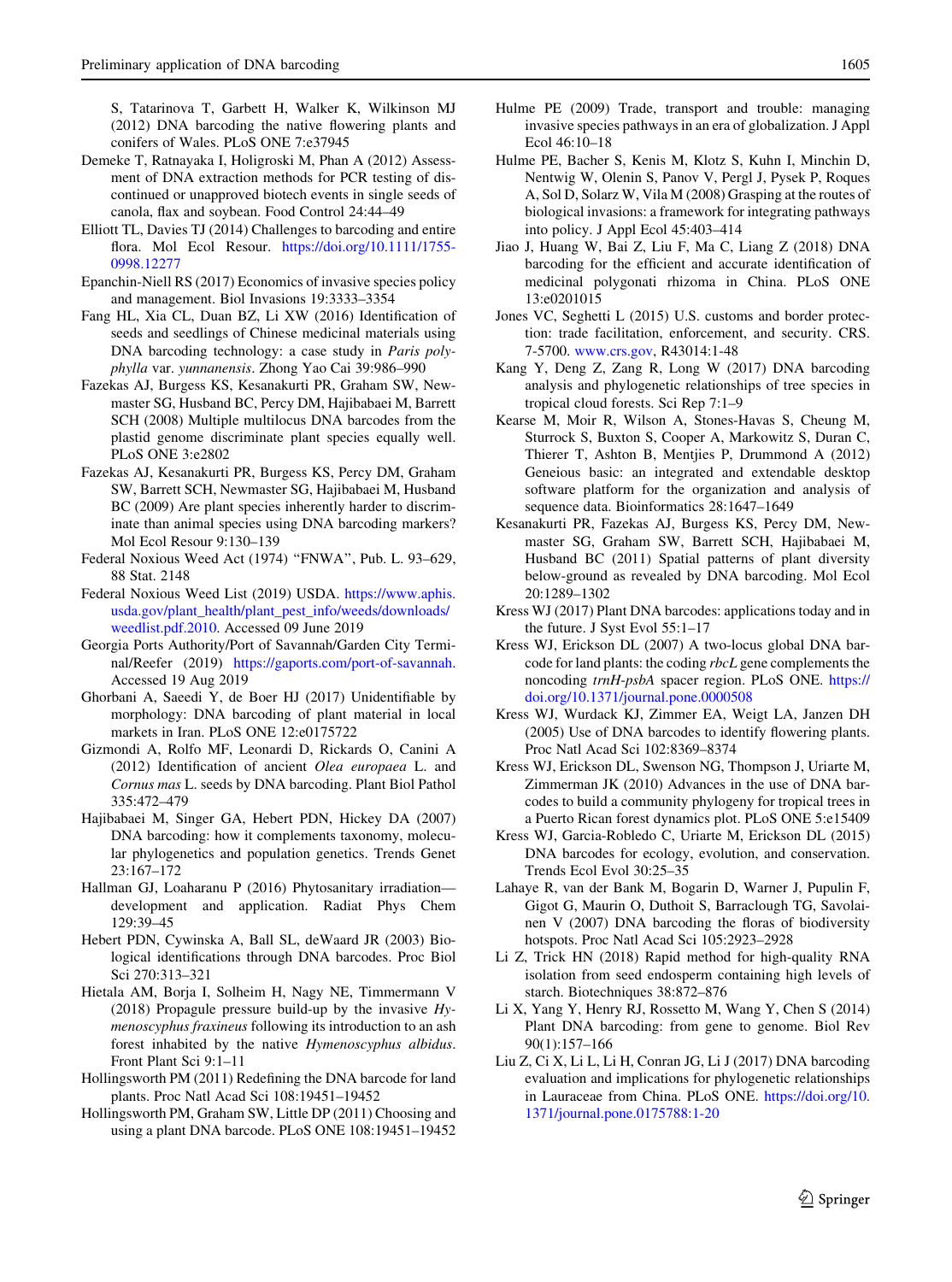S, Tatarinova T, Garbett H, Walker K, Wilkinson MJ (2012) DNA barcoding the native flowering plants and conifers of Wales. PLoS ONE 7:e37945

Demeke T, Ratnayaka I, Holigroski M, Phan A (2012) Assessment of DNA extraction methods for PCR testing of discontinued or unapproved biotech events in single seeds of canola, flax and soybean. Food Control 24:44–49

Elliott TL, Davies TJ (2014) Challenges to barcoding and entire flora. Mol Ecol Resour. https://doi.org/10.1111/1755-0998.12277

Epanchin-Niell RS (2017) Economics of invasive species policy and management. Biol Invasions 19:3333–3354

Fang HL, Xia CL, Duan BZ, Li XW (2016) Identification of seeds and seedlings of Chinese medicinal materials using DNA barcoding technology: a case study in *Paris polyphylla* var. *yunnanensis*. Zhong Yao Cai 39:986–990

Fazekas AJ, Burgess KS, Kesanakurti PR, Graham SW, Newmaster SG, Husband BC, Percy DM, Hajibabaei M, Barrett SCH (2008) Multiple multilocus DNA barcodes from the plastid genome discriminate plant species equally well. PLoS ONE 3:e2802

Fazekas AJ, Kesanakurti PR, Burgess KS, Percy DM, Graham SW, Barrett SCH, Newmaster SG, Hajibabaei M, Husband BC (2009) Are plant species inherently harder to discriminate than animal species using DNA barcoding markers? Mol Ecol Resour 9:130–139

Federal Noxious Weed Act (1974) "FNWA", Pub. L. 93–629, 88 Stat. 2148

Federal Noxious Weed List (2019) USDA. https://www.aphis.usda.gov/plant_health/plant_pest_info/weeds/downloads/weedlist.pdf.2010. Accessed 09 June 2019

Georgia Ports Authority/Port of Savannah/Garden City Terminal/Reefer (2019) https://gaports.com/port-of-savannah. Accessed 19 Aug 2019

Ghorbani A, Saeedi Y, de Boer HJ (2017) Unidentifiable by morphology: DNA barcoding of plant material in local markets in Iran. PLoS ONE 12:e0175722

Gizmondi A, Rolfo MF, Leonardi D, Rickards O, Canini A (2012) Identification of ancient *Olea europaea* L. and *Cornus mas* L. seeds by DNA barcoding. Plant Biol Pathol 335:472–479

Hajibabaei M, Singer GA, Hebert PDN, Hickey DA (2007) DNA barcoding: how it complements taxonomy, molecular phylogenetics and population genetics. Trends Genet 23:167–172

Hallman GJ, Loaharanu P (2016) Phytosanitary irradiation—development and application. Radiat Phys Chem 129:39–45

Hebert PDN, Cywinska A, Ball SL, deWaard JR (2003) Biological identifications through DNA barcodes. Proc Biol Sci 270:313–321

Hietala AM, Borja I, Solheim H, Nagy NE, Timmermann V (2018) Propagule pressure build-up by the invasive *Hymenoscyphus fraxineus* following its introduction to an ash forest inhabited by the native *Hymenoscyphus albidus*. Front Plant Sci 9:1–11

Hollingsworth PM (2011) Redefining the DNA barcode for land plants. Proc Natl Acad Sci 108:19451–19452

Hollingsworth PM, Graham SW, Little DP (2011) Choosing and using a plant DNA barcode. PLoS ONE 108:19451–19452

Hulme PE (2009) Trade, transport and trouble: managing invasive species pathways in an era of globalization. J Appl Ecol 46:10–18

Hulme PE, Bacher S, Kenis M, Klotz S, Kuhn I, Minchin D, Nentwig W, Olenin S, Panov V, Pergl J, Pysek P, Roques A, Sol D, Solarz W, Vila M (2008) Grasping at the routes of biological invasions: a framework for integrating pathways into policy. J Appl Ecol 45:403–414

Jiao J, Huang W, Bai Z, Liu F, Ma C, Liang Z (2018) DNA barcoding for the efficient and accurate identification of medicinal polygonati rhizoma in China. PLoS ONE 13:e0201015

Jones VC, Seghetti L (2015) U.S. customs and border protection: trade facilitation, enforcement, and security. CRS. 7-5700. www.crs.gov, R43014:1-48

Kang Y, Deng Z, Zang R, Long W (2017) DNA barcoding analysis and phylogenetic relationships of tree species in tropical cloud forests. Sci Rep 7:1–9

Kearse M, Moir R, Wilson A, Stones-Havas S, Cheung M, Sturrock S, Buxton S, Cooper A, Markowitz S, Duran C, Thierer T, Ashton B, Mentjies P, Drummond A (2012) Geneious basic: an integrated and extendable desktop software platform for the organization and analysis of sequence data. Bioinformatics 28:1647–1649

Kesanakurti PR, Fazekas AJ, Burgess KS, Percy DM, Newmaster SG, Graham SW, Barrett SCH, Hajibabaei M, Husband BC (2011) Spatial patterns of plant diversity below-ground as revealed by DNA barcoding. Mol Ecol 20:1289–1302

Kress WJ (2017) Plant DNA barcodes: applications today and in the future. J Syst Evol 55:1–17

Kress WJ, Erickson DL (2007) A two-locus global DNA barcode for land plants: the coding *rbcL* gene complements the noncoding *trnH-psbA* spacer region. PLoS ONE. https://doi.org/10.1371/journal.pone.0000508

Kress WJ, Wurdack KJ, Zimmer EA, Weigt LA, Janzen DH (2005) Use of DNA barcodes to identify flowering plants. Proc Natl Acad Sci 102:8369–8374

Kress WJ, Erickson DL, Swenson NG, Thompson J, Uriarte M, Zimmerman JK (2010) Advances in the use of DNA barcodes to build a community phylogeny for tropical trees in a Puerto Rican forest dynamics plot. PLoS ONE 5:e15409

Kress WJ, Garcia-Robledo C, Uriarte M, Erickson DL (2015) DNA barcodes for ecology, evolution, and conservation. Trends Ecol Evol 30:25–35

Lahaye R, van der Bank M, Bogarin D, Warner J, Pupulin F, Gigot G, Maurin O, Duthoit S, Barraclough TG, Savolainen V (2007) DNA barcoding the floras of biodiversity hotspots. Proc Natl Acad Sci 105:2923–2928

Li Z, Trick HN (2018) Rapid method for high-quality RNA isolation from seed endosperm containing high levels of starch. Biotechniques 38:872–876

Li X, Yang Y, Henry RJ, Rossetto M, Wang Y, Chen S (2014) Plant DNA barcoding: from gene to genome. Biol Rev 90(1):157–166

Liu Z, Ci X, Li L, Li H, Conran JG, Li J (2017) DNA barcoding evaluation and implications for phylogenetic relationships in Lauraceae from China. PLoS ONE. https://doi.org/10.1371/journal.pone.0175788:1-20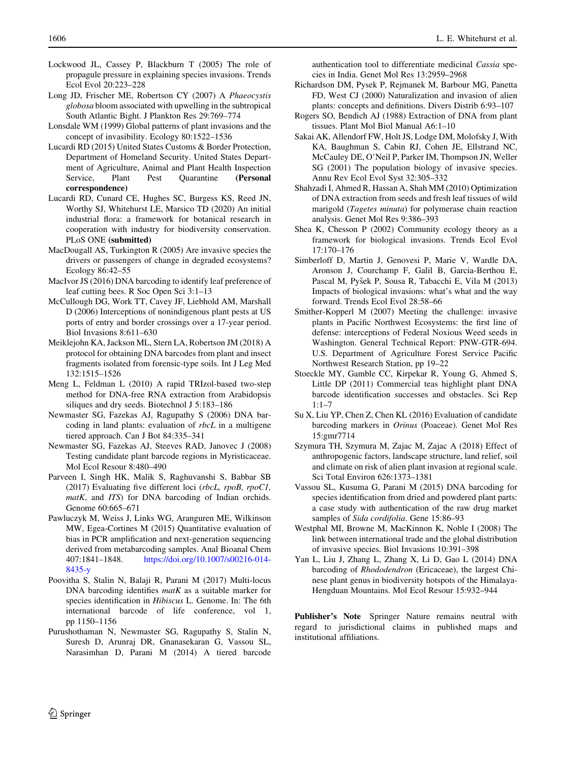Lockwood JL, Cassey P, Blackburn T (2005) The role of propagule pressure in explaining species invasions. Trends Ecol Evol 20:223–228

Long JD, Frischer ME, Robertson CY (2007) A *Phaeocystis globosa* bloom associated with upwelling in the subtropical South Atlantic Bight. J Plankton Res 29:769–774

Lonsdale WM (1999) Global patterns of plant invasions and the concept of invasibility. Ecology 80:1522–1536

Lucardi RD (2015) United States Customs & Border Protection, Department of Homeland Security. United States Department of Agriculture, Animal and Plant Health Inspection Service, Plant Pest Quarantine **(Personal correspondence)**

Lucardi RD, Cunard CE, Hughes SC, Burgess KS, Reed JN, Worthy SJ, Whitehurst LE, Marsico TD (2020) An initial industrial flora: a framework for botanical research in cooperation with industry for biodiversity conservation. PLoS ONE **(submitted)**

MacDougall AS, Turkington R (2005) Are invasive species the drivers or passengers of change in degraded ecosystems? Ecology 86:42–55

MacIvor JS (2016) DNA barcoding to identify leaf preference of leaf cutting bees. R Soc Open Sci 3:1–13

McCullough DG, Work TT, Cavey JF, Liebhold AM, Marshall D (2006) Interceptions of nonindigenous plant pests at US ports of entry and border crossings over a 17-year period. Biol Invasions 8:611–630

Meiklejohn KA, Jackson ML, Stern LA, Robertson JM (2018) A protocol for obtaining DNA barcodes from plant and insect fragments isolated from forensic-type soils. Int J Leg Med 132:1515–1526

Meng L, Feldman L (2010) A rapid TRIzol-based two-step method for DNA-free RNA extraction from Arabidopsis siliques and dry seeds. Biotechnol J 5:183–186

Newmaster SG, Fazekas AJ, Ragupathy S (2006) DNA barcoding in land plants: evaluation of *rbcL* in a multigene tiered approach. Can J Bot 84:335–341

Newmaster SG, Fazekas AJ, Steeves RAD, Janovec J (2008) Testing candidate plant barcode regions in Myristicaceae. Mol Ecol Resour 8:480–490

Parveen I, Singh HK, Malik S, Raghuvanshi S, Babbar SB (2017) Evaluating five different loci (*rbcL, rpoB, rpoC1, matK*, and *ITS*) for DNA barcoding of Indian orchids. Genome 60:665–671

Pawluczyk M, Weiss J, Links WG, Aranguren ME, Wilkinson MW, Egea-Cortines M (2015) Quantitative evaluation of bias in PCR amplification and next-generation sequencing derived from metabarcoding samples. Anal Bioanal Chem 407:1841–1848. https://doi.org/10.1007/s00216-014-8435-y

Poovitha S, Stalin N, Balaji R, Parani M (2017) Multi-locus DNA barcoding identifies *matK* as a suitable marker for species identification in *Hibiscus* L. Genome. In: The 6th international barcode of life conference, vol 1, pp 1150–1156

Purushothaman N, Newmaster SG, Ragupathy S, Stalin N, Suresh D, Arunraj DR, Gnanasekaran G, Vassou SL, Narasimhan D, Parani M (2014) A tiered barcode authentication tool to differentiate medicinal *Cassia* species in India. Genet Mol Res 13:2959–2968

Richardson DM, Pysek P, Rejmanek M, Barbour MG, Panetta FD, West CJ (2000) Naturalization and invasion of alien plants: concepts and definitions. Divers Distrib 6:93–107

Rogers SO, Bendich AJ (1988) Extraction of DNA from plant tissues. Plant Mol Biol Manual A6:1–10

Sakai AK, Allendorf FW, Holt JS, Lodge DM, Molofsky J, With KA, Baughman S, Cabin RJ, Cohen JE, Ellstrand NC, McCauley DE, O'Neil P, Parker IM, Thompson JN, Weller SG (2001) The population biology of invasive species. Annu Rev Ecol Evol Syst 32:305–332

Shahzadi I, Ahmed R, Hassan A, Shah MM (2010) Optimization of DNA extraction from seeds and fresh leaf tissues of wild marigold (*Tagetes minuta*) for polymerase chain reaction analysis. Genet Mol Res 9:386–393

Shea K, Chesson P (2002) Community ecology theory as a framework for biological invasions. Trends Ecol Evol 17:170–176

Simberloff D, Martin J, Genovesi P, Marie V, Wardle DA, Aronson J, Courchamp F, Galil B, Garcia-Berthou E, Pascal M, Pyšek P, Sousa R, Tabacchi E, Vila M (2013) Impacts of biological invasions: what's what and the way forward. Trends Ecol Evol 28:58–66

Smither-Kopperl M (2007) Meeting the challenge: invasive plants in Pacific Northwest Ecosystems: the first line of defense: interceptions of Federal Noxious Weed seeds in Washington. General Technical Report: PNW-GTR-694. U.S. Department of Agriculture Forest Service Pacific Northwest Research Station, pp 19–22

Stoeckle MY, Gamble CC, Kirpekar R, Young G, Ahmed S, Little DP (2011) Commercial teas highlight plant DNA barcode identification successes and obstacles. Sci Rep 1:1–7

Su X, Liu YP, Chen Z, Chen KL (2016) Evaluation of candidate barcoding markers in *Orinus* (Poaceae). Genet Mol Res 15:gmr7714

Szymura TH, Szymura M, Zajac M, Zajac A (2018) Effect of anthropogenic factors, landscape structure, land relief, soil and climate on risk of alien plant invasion at regional scale. Sci Total Environ 626:1373–1381

Vassou SL, Kusuma G, Parani M (2015) DNA barcoding for species identification from dried and powdered plant parts: a case study with authentication of the raw drug market samples of *Sida cordifolia*. Gene 15:86–93

Westphal MI, Browne M, MacKinnon K, Noble I (2008) The link between international trade and the global distribution of invasive species. Biol Invasions 10:391–398

Yan L, Liu J, Zhang L, Zhang X, Li D, Gao L (2014) DNA barcoding of *Rhododendron* (Ericaceae), the largest Chinese plant genus in biodiversity hotspots of the Himalaya-Hengduan Mountains. Mol Ecol Resour 15:932–944

**Publisher's Note** Springer Nature remains neutral with regard to jurisdictional claims in published maps and institutional affiliations.